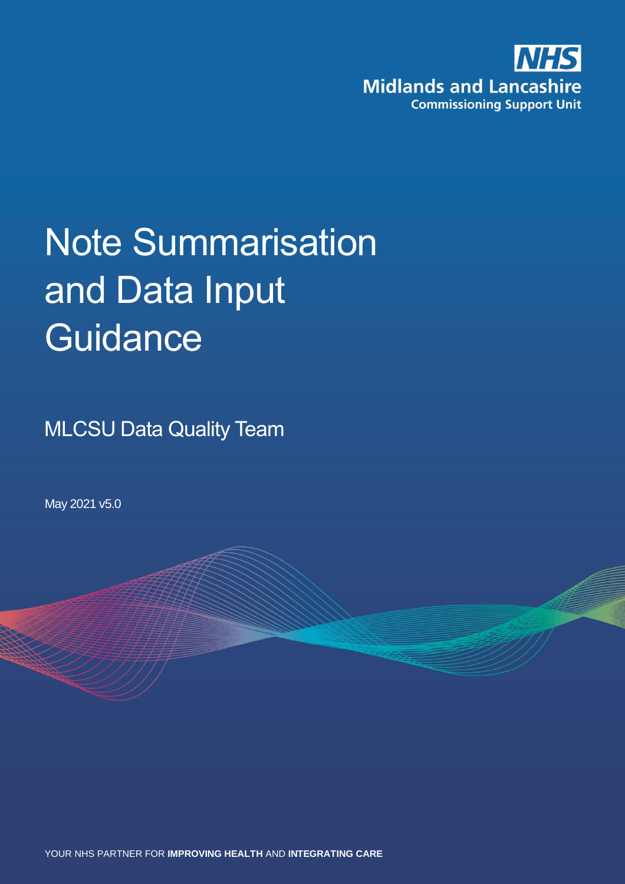NHS
Midlands and Lancashire
Commissioning Support Unit

# Note Summarisation and Data Input Guidance

MLCSU Data Quality Team

May 2021 v5.0

YOUR NHS PARTNER FOR **IMPROVING HEALTH** AND **INTEGRATING CARE**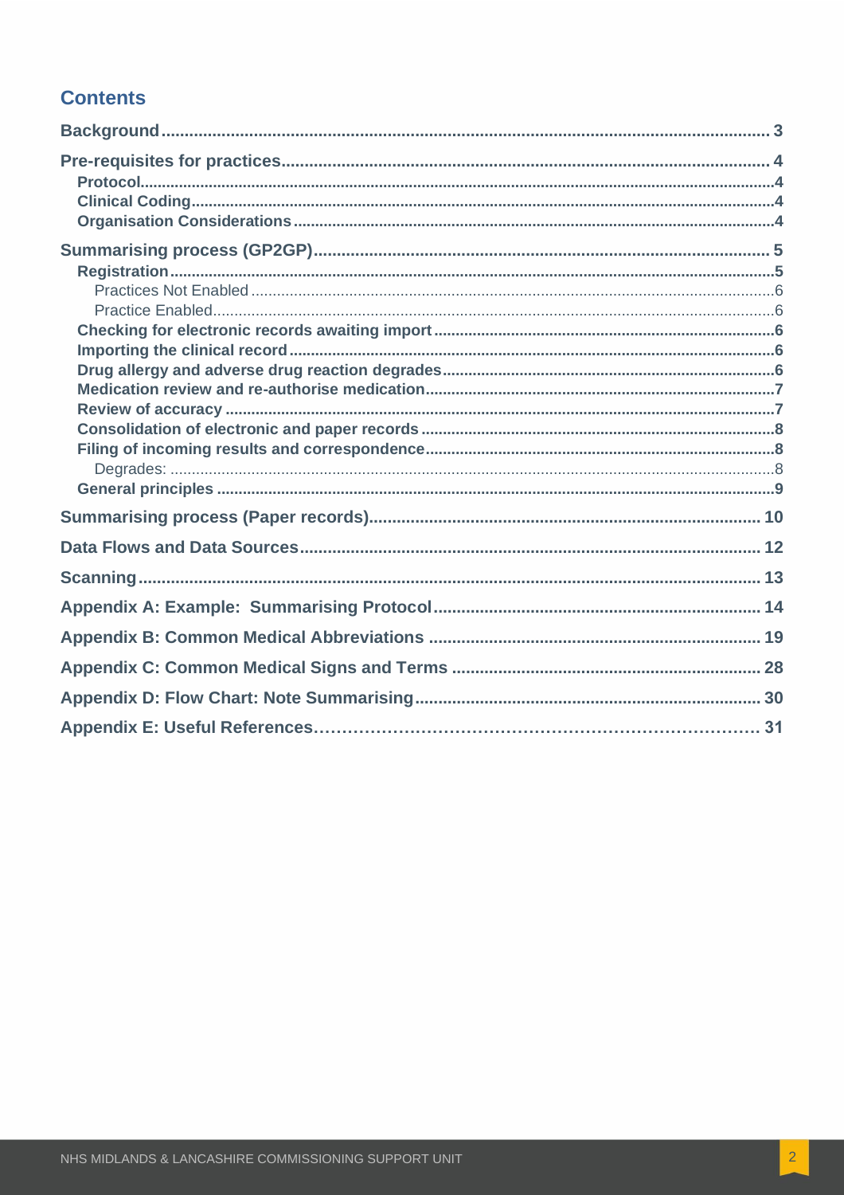## Contents

- Background ..... 3
- Pre-requisites for practices ..... 4
  - Protocol ..... 4
  - Clinical Coding ..... 4
  - Organisation Considerations ..... 4
- Summarising process (GP2GP) ..... 5
  - Registration ..... 5
    - Practices Not Enabled ..... 6
    - Practice Enabled ..... 6
  - Checking for electronic records awaiting import ..... 6
  - Importing the clinical record ..... 6
  - Drug allergy and adverse drug reaction degrades ..... 6
  - Medication review and re-authorise medication ..... 7
  - Review of accuracy ..... 7
  - Consolidation of electronic and paper records ..... 8
  - Filing of incoming results and correspondence ..... 8
    - Degrades: ..... 8
  - General principles ..... 9
- Summarising process (Paper records) ..... 10
- Data Flows and Data Sources ..... 12
- Scanning ..... 13
- Appendix A: Example: Summarising Protocol ..... 14
- Appendix B: Common Medical Abbreviations ..... 19
- Appendix C: Common Medical Signs and Terms ..... 28
- Appendix D: Flow Chart: Note Summarising ..... 30
- Appendix E: Useful References ..... 31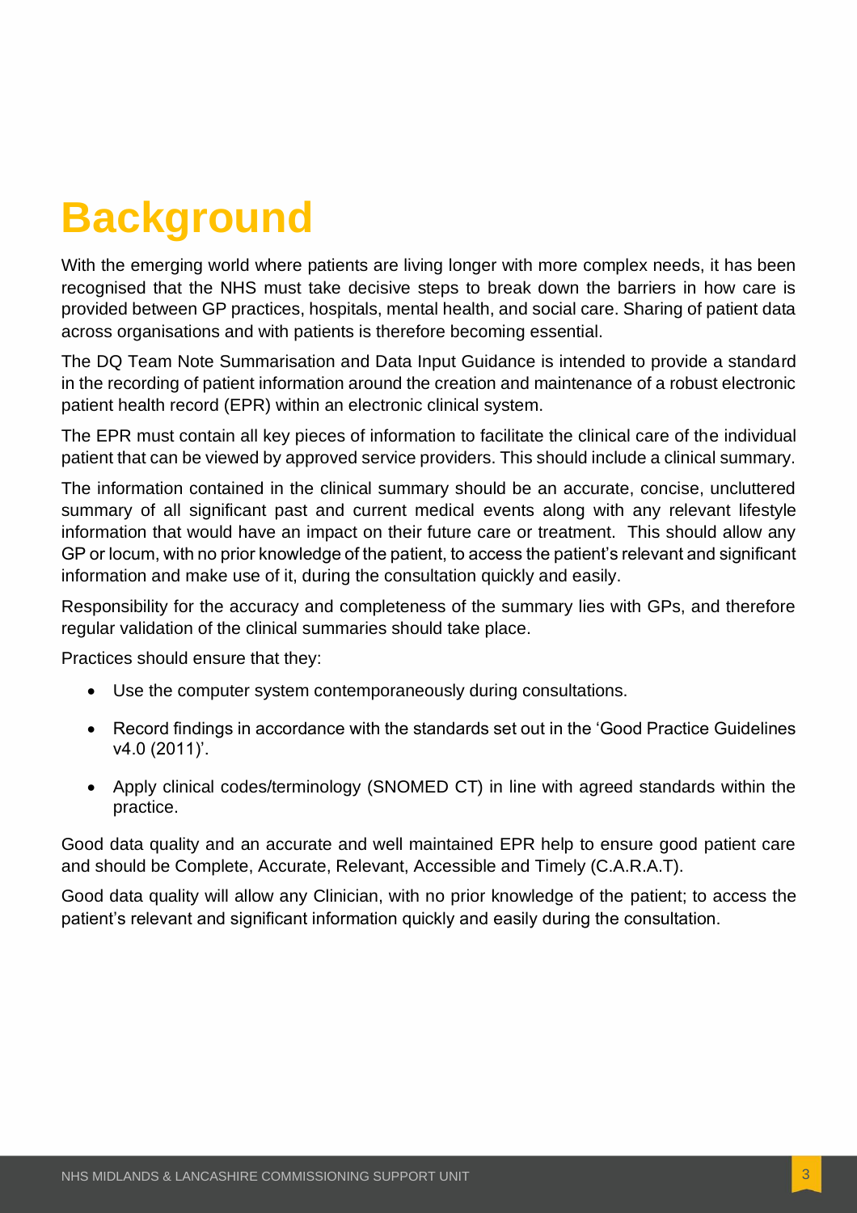# Background

With the emerging world where patients are living longer with more complex needs, it has been recognised that the NHS must take decisive steps to break down the barriers in how care is provided between GP practices, hospitals, mental health, and social care. Sharing of patient data across organisations and with patients is therefore becoming essential.

The DQ Team Note Summarisation and Data Input Guidance is intended to provide a standard in the recording of patient information around the creation and maintenance of a robust electronic patient health record (EPR) within an electronic clinical system.

The EPR must contain all key pieces of information to facilitate the clinical care of the individual patient that can be viewed by approved service providers. This should include a clinical summary.

The information contained in the clinical summary should be an accurate, concise, uncluttered summary of all significant past and current medical events along with any relevant lifestyle information that would have an impact on their future care or treatment. This should allow any GP or locum, with no prior knowledge of the patient, to access the patient's relevant and significant information and make use of it, during the consultation quickly and easily.

Responsibility for the accuracy and completeness of the summary lies with GPs, and therefore regular validation of the clinical summaries should take place.

Practices should ensure that they:

- Use the computer system contemporaneously during consultations.
- Record findings in accordance with the standards set out in the 'Good Practice Guidelines v4.0 (2011)'.
- Apply clinical codes/terminology (SNOMED CT) in line with agreed standards within the practice.

Good data quality and an accurate and well maintained EPR help to ensure good patient care and should be Complete, Accurate, Relevant, Accessible and Timely (C.A.R.A.T).

Good data quality will allow any Clinician, with no prior knowledge of the patient; to access the patient's relevant and significant information quickly and easily during the consultation.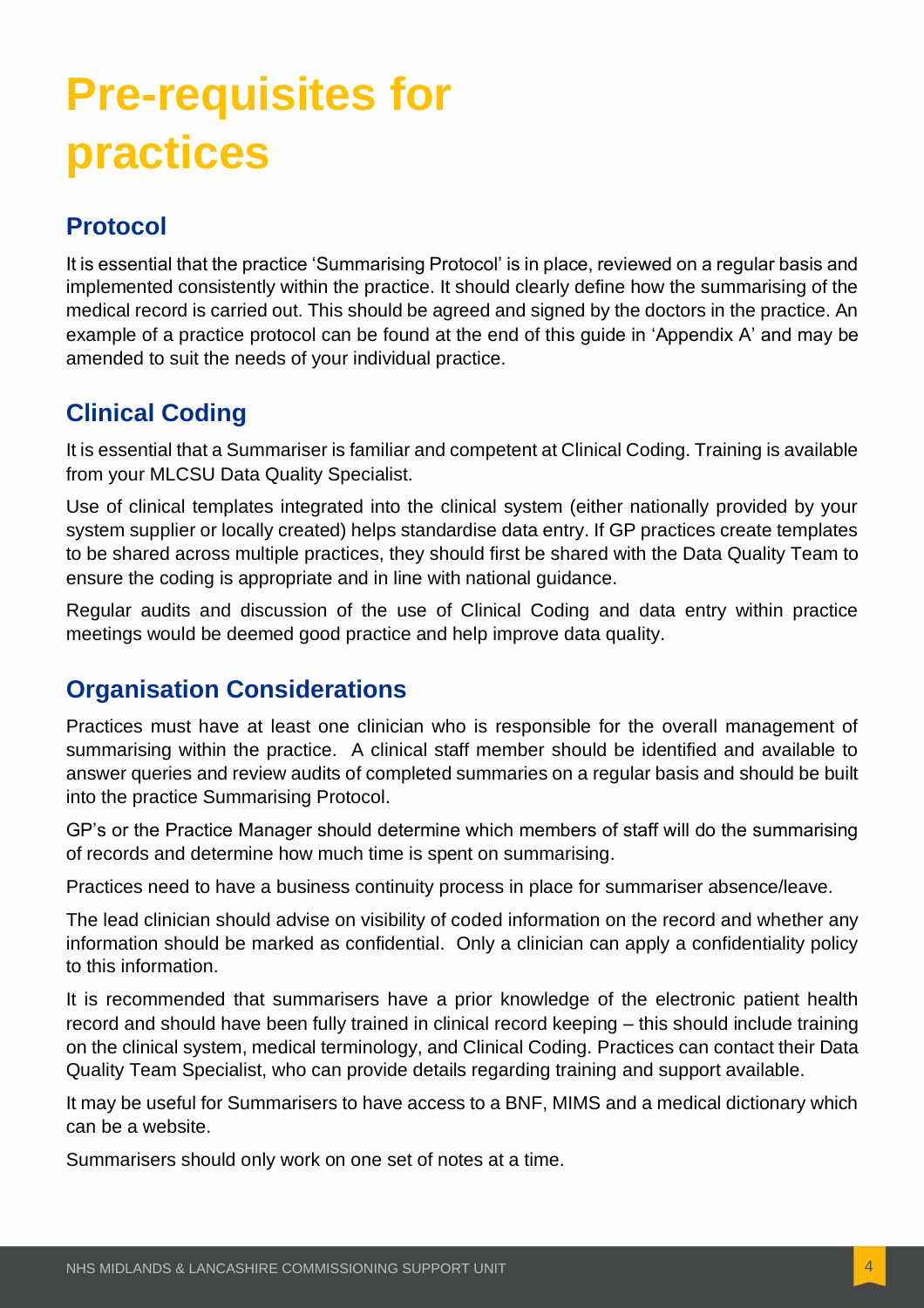# Pre-requisites for practices

## Protocol

It is essential that the practice 'Summarising Protocol' is in place, reviewed on a regular basis and implemented consistently within the practice. It should clearly define how the summarising of the medical record is carried out. This should be agreed and signed by the doctors in the practice. An example of a practice protocol can be found at the end of this guide in 'Appendix A' and may be amended to suit the needs of your individual practice.

## Clinical Coding

It is essential that a Summariser is familiar and competent at Clinical Coding. Training is available from your MLCSU Data Quality Specialist.

Use of clinical templates integrated into the clinical system (either nationally provided by your system supplier or locally created) helps standardise data entry. If GP practices create templates to be shared across multiple practices, they should first be shared with the Data Quality Team to ensure the coding is appropriate and in line with national guidance.

Regular audits and discussion of the use of Clinical Coding and data entry within practice meetings would be deemed good practice and help improve data quality.

## Organisation Considerations

Practices must have at least one clinician who is responsible for the overall management of summarising within the practice. A clinical staff member should be identified and available to answer queries and review audits of completed summaries on a regular basis and should be built into the practice Summarising Protocol.

GP's or the Practice Manager should determine which members of staff will do the summarising of records and determine how much time is spent on summarising.

Practices need to have a business continuity process in place for summariser absence/leave.

The lead clinician should advise on visibility of coded information on the record and whether any information should be marked as confidential. Only a clinician can apply a confidentiality policy to this information.

It is recommended that summarisers have a prior knowledge of the electronic patient health record and should have been fully trained in clinical record keeping – this should include training on the clinical system, medical terminology, and Clinical Coding. Practices can contact their Data Quality Team Specialist, who can provide details regarding training and support available.

It may be useful for Summarisers to have access to a BNF, MIMS and a medical dictionary which can be a website.

Summarisers should only work on one set of notes at a time.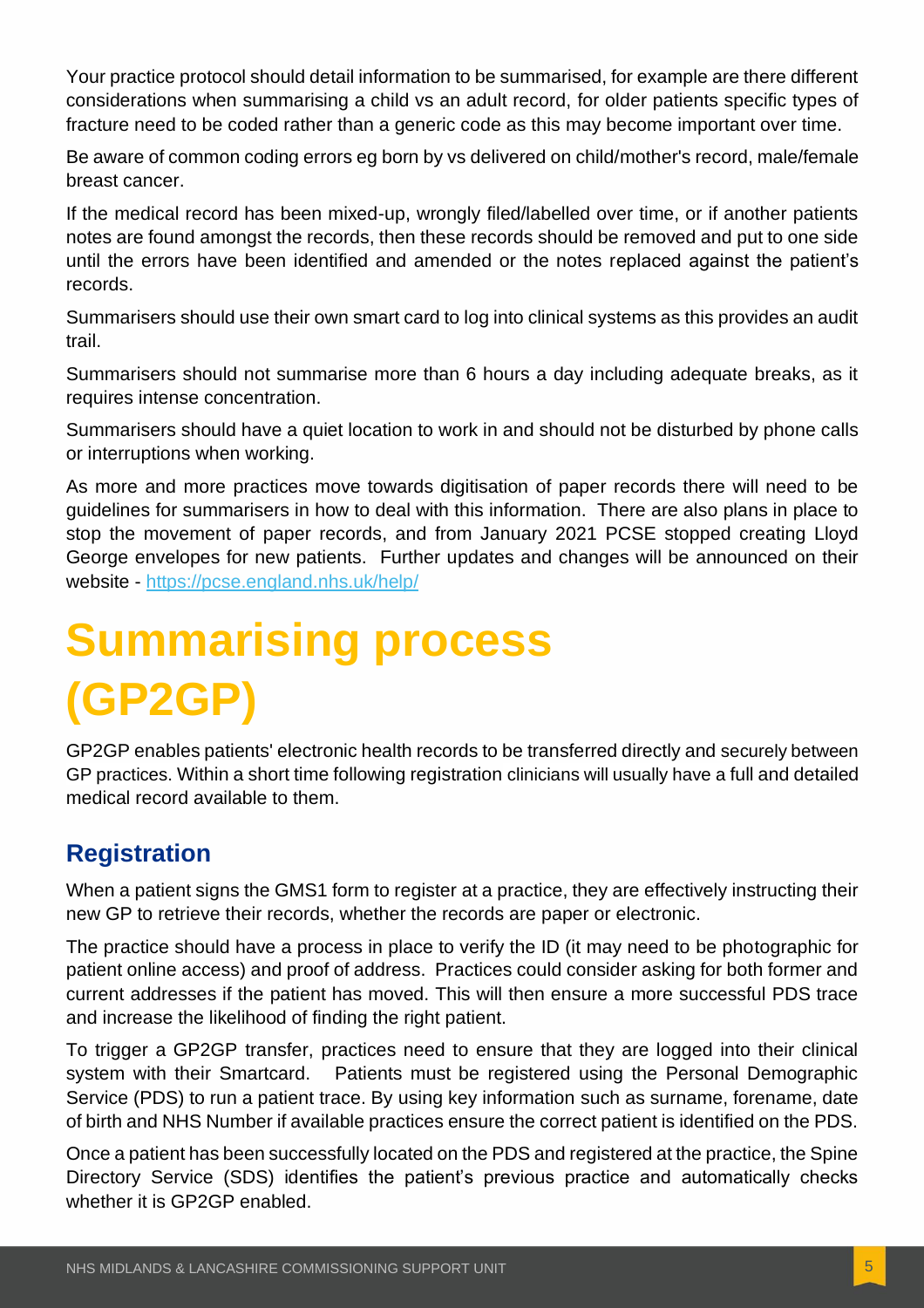Your practice protocol should detail information to be summarised, for example are there different considerations when summarising a child vs an adult record, for older patients specific types of fracture need to be coded rather than a generic code as this may become important over time.

Be aware of common coding errors eg born by vs delivered on child/mother's record, male/female breast cancer.

If the medical record has been mixed-up, wrongly filed/labelled over time, or if another patients notes are found amongst the records, then these records should be removed and put to one side until the errors have been identified and amended or the notes replaced against the patient's records.

Summarisers should use their own smart card to log into clinical systems as this provides an audit trail.

Summarisers should not summarise more than 6 hours a day including adequate breaks, as it requires intense concentration.

Summarisers should have a quiet location to work in and should not be disturbed by phone calls or interruptions when working.

As more and more practices move towards digitisation of paper records there will need to be guidelines for summarisers in how to deal with this information. There are also plans in place to stop the movement of paper records, and from January 2021 PCSE stopped creating Lloyd George envelopes for new patients. Further updates and changes will be announced on their website - https://pcse.england.nhs.uk/help/

# Summarising process (GP2GP)

GP2GP enables patients' electronic health records to be transferred directly and securely between GP practices. Within a short time following registration clinicians will usually have a full and detailed medical record available to them.

## Registration

When a patient signs the GMS1 form to register at a practice, they are effectively instructing their new GP to retrieve their records, whether the records are paper or electronic.

The practice should have a process in place to verify the ID (it may need to be photographic for patient online access) and proof of address. Practices could consider asking for both former and current addresses if the patient has moved. This will then ensure a more successful PDS trace and increase the likelihood of finding the right patient.

To trigger a GP2GP transfer, practices need to ensure that they are logged into their clinical system with their Smartcard. Patients must be registered using the Personal Demographic Service (PDS) to run a patient trace. By using key information such as surname, forename, date of birth and NHS Number if available practices ensure the correct patient is identified on the PDS.

Once a patient has been successfully located on the PDS and registered at the practice, the Spine Directory Service (SDS) identifies the patient's previous practice and automatically checks whether it is GP2GP enabled.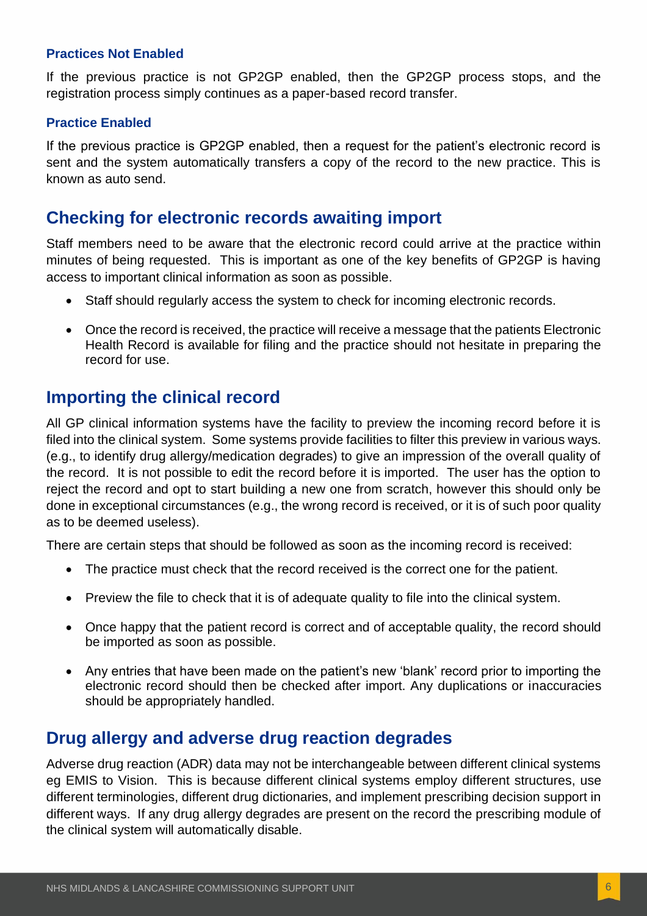### Practices Not Enabled

If the previous practice is not GP2GP enabled, then the GP2GP process stops, and the registration process simply continues as a paper-based record transfer.

### Practice Enabled

If the previous practice is GP2GP enabled, then a request for the patient's electronic record is sent and the system automatically transfers a copy of the record to the new practice. This is known as auto send.

## Checking for electronic records awaiting import

Staff members need to be aware that the electronic record could arrive at the practice within minutes of being requested. This is important as one of the key benefits of GP2GP is having access to important clinical information as soon as possible.

- Staff should regularly access the system to check for incoming electronic records.
- Once the record is received, the practice will receive a message that the patients Electronic Health Record is available for filing and the practice should not hesitate in preparing the record for use.

## Importing the clinical record

All GP clinical information systems have the facility to preview the incoming record before it is filed into the clinical system. Some systems provide facilities to filter this preview in various ways. (e.g., to identify drug allergy/medication degrades) to give an impression of the overall quality of the record. It is not possible to edit the record before it is imported. The user has the option to reject the record and opt to start building a new one from scratch, however this should only be done in exceptional circumstances (e.g., the wrong record is received, or it is of such poor quality as to be deemed useless).

There are certain steps that should be followed as soon as the incoming record is received:

- The practice must check that the record received is the correct one for the patient.
- Preview the file to check that it is of adequate quality to file into the clinical system.
- Once happy that the patient record is correct and of acceptable quality, the record should be imported as soon as possible.
- Any entries that have been made on the patient's new 'blank' record prior to importing the electronic record should then be checked after import. Any duplications or inaccuracies should be appropriately handled.

## Drug allergy and adverse drug reaction degrades

Adverse drug reaction (ADR) data may not be interchangeable between different clinical systems eg EMIS to Vision. This is because different clinical systems employ different structures, use different terminologies, different drug dictionaries, and implement prescribing decision support in different ways. If any drug allergy degrades are present on the record the prescribing module of the clinical system will automatically disable.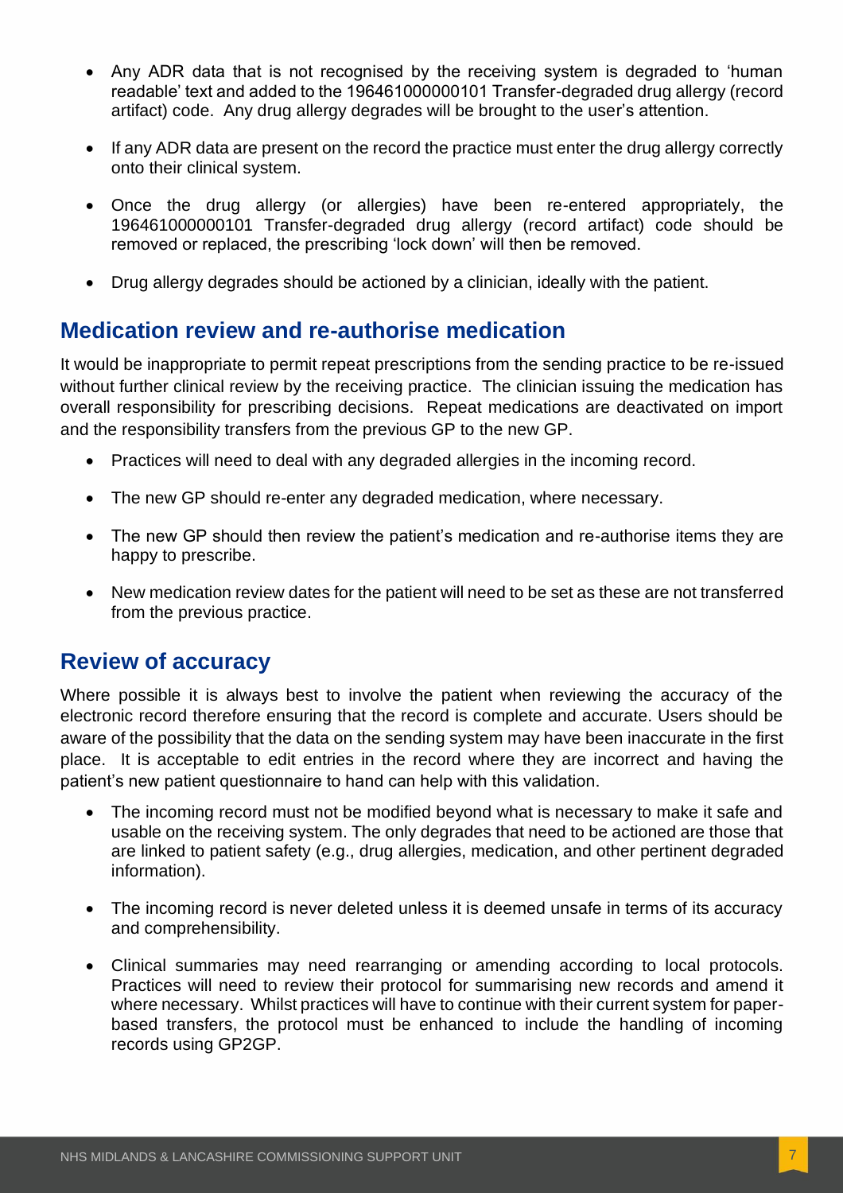- Any ADR data that is not recognised by the receiving system is degraded to 'human readable' text and added to the 196461000000101 Transfer-degraded drug allergy (record artifact) code. Any drug allergy degrades will be brought to the user's attention.
- If any ADR data are present on the record the practice must enter the drug allergy correctly onto their clinical system.
- Once the drug allergy (or allergies) have been re-entered appropriately, the 196461000000101 Transfer-degraded drug allergy (record artifact) code should be removed or replaced, the prescribing 'lock down' will then be removed.
- Drug allergy degrades should be actioned by a clinician, ideally with the patient.

## Medication review and re-authorise medication

It would be inappropriate to permit repeat prescriptions from the sending practice to be re-issued without further clinical review by the receiving practice. The clinician issuing the medication has overall responsibility for prescribing decisions. Repeat medications are deactivated on import and the responsibility transfers from the previous GP to the new GP.

- Practices will need to deal with any degraded allergies in the incoming record.
- The new GP should re-enter any degraded medication, where necessary.
- The new GP should then review the patient's medication and re-authorise items they are happy to prescribe.
- New medication review dates for the patient will need to be set as these are not transferred from the previous practice.

## Review of accuracy

Where possible it is always best to involve the patient when reviewing the accuracy of the electronic record therefore ensuring that the record is complete and accurate. Users should be aware of the possibility that the data on the sending system may have been inaccurate in the first place. It is acceptable to edit entries in the record where they are incorrect and having the patient's new patient questionnaire to hand can help with this validation.

- The incoming record must not be modified beyond what is necessary to make it safe and usable on the receiving system. The only degrades that need to be actioned are those that are linked to patient safety (e.g., drug allergies, medication, and other pertinent degraded information).
- The incoming record is never deleted unless it is deemed unsafe in terms of its accuracy and comprehensibility.
- Clinical summaries may need rearranging or amending according to local protocols. Practices will need to review their protocol for summarising new records and amend it where necessary. Whilst practices will have to continue with their current system for paper-based transfers, the protocol must be enhanced to include the handling of incoming records using GP2GP.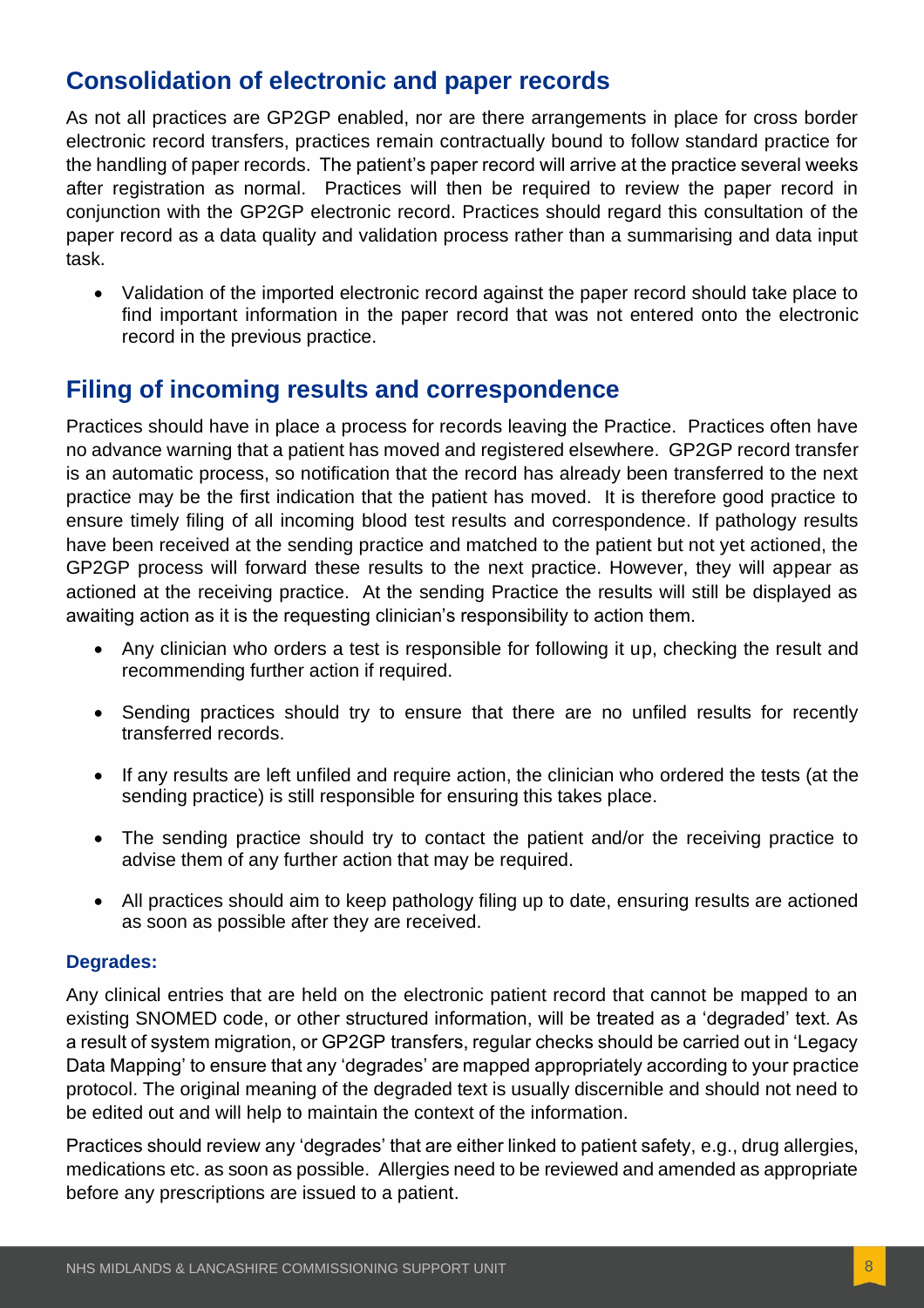## Consolidation of electronic and paper records

As not all practices are GP2GP enabled, nor are there arrangements in place for cross border electronic record transfers, practices remain contractually bound to follow standard practice for the handling of paper records. The patient's paper record will arrive at the practice several weeks after registration as normal. Practices will then be required to review the paper record in conjunction with the GP2GP electronic record. Practices should regard this consultation of the paper record as a data quality and validation process rather than a summarising and data input task.

- Validation of the imported electronic record against the paper record should take place to find important information in the paper record that was not entered onto the electronic record in the previous practice.

## Filing of incoming results and correspondence

Practices should have in place a process for records leaving the Practice. Practices often have no advance warning that a patient has moved and registered elsewhere. GP2GP record transfer is an automatic process, so notification that the record has already been transferred to the next practice may be the first indication that the patient has moved. It is therefore good practice to ensure timely filing of all incoming blood test results and correspondence. If pathology results have been received at the sending practice and matched to the patient but not yet actioned, the GP2GP process will forward these results to the next practice. However, they will appear as actioned at the receiving practice. At the sending Practice the results will still be displayed as awaiting action as it is the requesting clinician's responsibility to action them.

- Any clinician who orders a test is responsible for following it up, checking the result and recommending further action if required.
- Sending practices should try to ensure that there are no unfiled results for recently transferred records.
- If any results are left unfiled and require action, the clinician who ordered the tests (at the sending practice) is still responsible for ensuring this takes place.
- The sending practice should try to contact the patient and/or the receiving practice to advise them of any further action that may be required.
- All practices should aim to keep pathology filing up to date, ensuring results are actioned as soon as possible after they are received.

### Degrades:

Any clinical entries that are held on the electronic patient record that cannot be mapped to an existing SNOMED code, or other structured information, will be treated as a 'degraded' text. As a result of system migration, or GP2GP transfers, regular checks should be carried out in 'Legacy Data Mapping' to ensure that any 'degrades' are mapped appropriately according to your practice protocol. The original meaning of the degraded text is usually discernible and should not need to be edited out and will help to maintain the context of the information.

Practices should review any 'degrades' that are either linked to patient safety, e.g., drug allergies, medications etc. as soon as possible. Allergies need to be reviewed and amended as appropriate before any prescriptions are issued to a patient.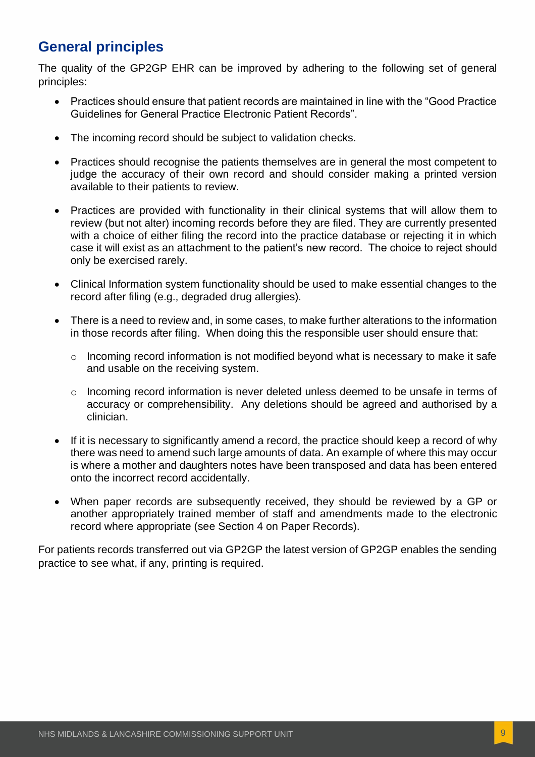## General principles

The quality of the GP2GP EHR can be improved by adhering to the following set of general principles:

- Practices should ensure that patient records are maintained in line with the "Good Practice Guidelines for General Practice Electronic Patient Records".
- The incoming record should be subject to validation checks.
- Practices should recognise the patients themselves are in general the most competent to judge the accuracy of their own record and should consider making a printed version available to their patients to review.
- Practices are provided with functionality in their clinical systems that will allow them to review (but not alter) incoming records before they are filed. They are currently presented with a choice of either filing the record into the practice database or rejecting it in which case it will exist as an attachment to the patient's new record. The choice to reject should only be exercised rarely.
- Clinical Information system functionality should be used to make essential changes to the record after filing (e.g., degraded drug allergies).
- There is a need to review and, in some cases, to make further alterations to the information in those records after filing. When doing this the responsible user should ensure that:
  - Incoming record information is not modified beyond what is necessary to make it safe and usable on the receiving system.
  - Incoming record information is never deleted unless deemed to be unsafe in terms of accuracy or comprehensibility. Any deletions should be agreed and authorised by a clinician.
- If it is necessary to significantly amend a record, the practice should keep a record of why there was need to amend such large amounts of data. An example of where this may occur is where a mother and daughters notes have been transposed and data has been entered onto the incorrect record accidentally.
- When paper records are subsequently received, they should be reviewed by a GP or another appropriately trained member of staff and amendments made to the electronic record where appropriate (see Section 4 on Paper Records).

For patients records transferred out via GP2GP the latest version of GP2GP enables the sending practice to see what, if any, printing is required.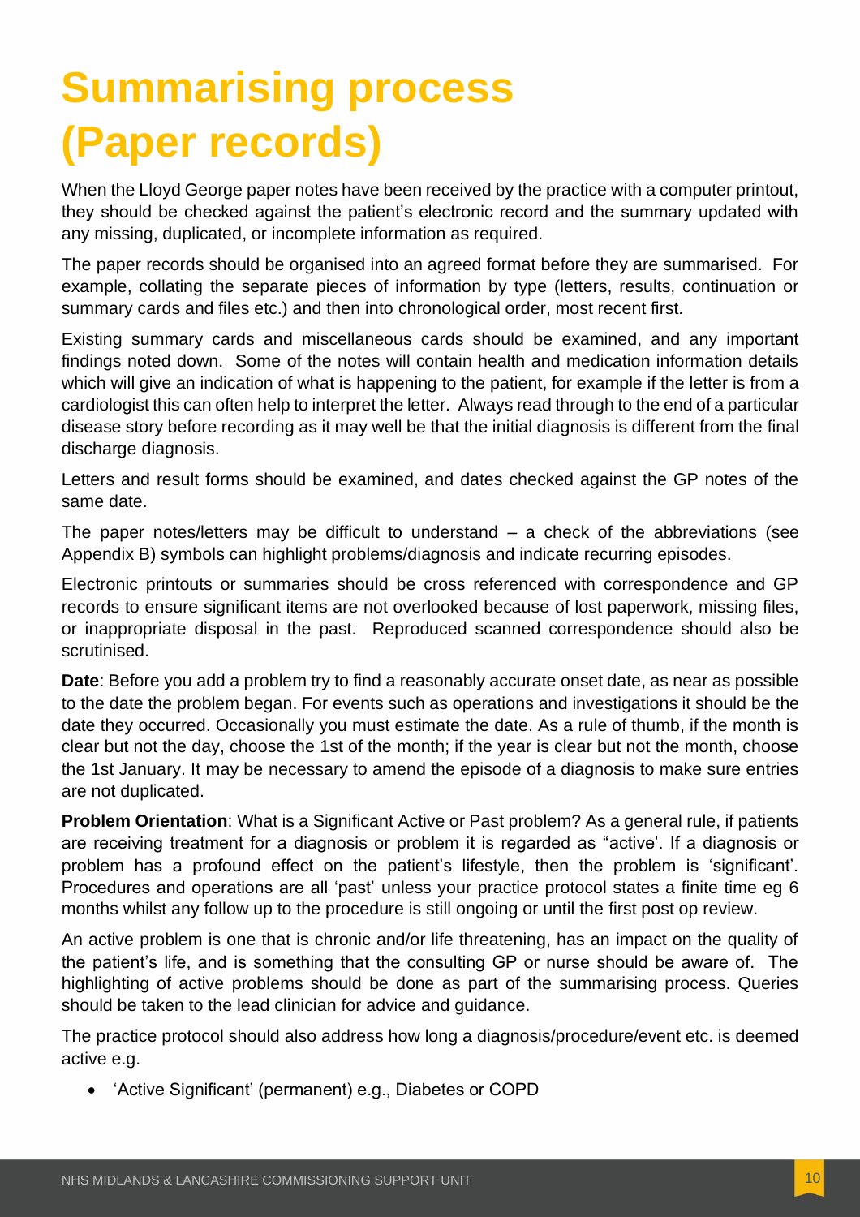# Summarising process (Paper records)

When the Lloyd George paper notes have been received by the practice with a computer printout, they should be checked against the patient's electronic record and the summary updated with any missing, duplicated, or incomplete information as required.

The paper records should be organised into an agreed format before they are summarised. For example, collating the separate pieces of information by type (letters, results, continuation or summary cards and files etc.) and then into chronological order, most recent first.

Existing summary cards and miscellaneous cards should be examined, and any important findings noted down. Some of the notes will contain health and medication information details which will give an indication of what is happening to the patient, for example if the letter is from a cardiologist this can often help to interpret the letter. Always read through to the end of a particular disease story before recording as it may well be that the initial diagnosis is different from the final discharge diagnosis.

Letters and result forms should be examined, and dates checked against the GP notes of the same date.

The paper notes/letters may be difficult to understand – a check of the abbreviations (see Appendix B) symbols can highlight problems/diagnosis and indicate recurring episodes.

Electronic printouts or summaries should be cross referenced with correspondence and GP records to ensure significant items are not overlooked because of lost paperwork, missing files, or inappropriate disposal in the past. Reproduced scanned correspondence should also be scrutinised.

**Date**: Before you add a problem try to find a reasonably accurate onset date, as near as possible to the date the problem began. For events such as operations and investigations it should be the date they occurred. Occasionally you must estimate the date. As a rule of thumb, if the month is clear but not the day, choose the 1st of the month; if the year is clear but not the month, choose the 1st January. It may be necessary to amend the episode of a diagnosis to make sure entries are not duplicated.

**Problem Orientation**: What is a Significant Active or Past problem? As a general rule, if patients are receiving treatment for a diagnosis or problem it is regarded as "active'. If a diagnosis or problem has a profound effect on the patient's lifestyle, then the problem is 'significant'. Procedures and operations are all 'past' unless your practice protocol states a finite time eg 6 months whilst any follow up to the procedure is still ongoing or until the first post op review.

An active problem is one that is chronic and/or life threatening, has an impact on the quality of the patient's life, and is something that the consulting GP or nurse should be aware of. The highlighting of active problems should be done as part of the summarising process. Queries should be taken to the lead clinician for advice and guidance.

The practice protocol should also address how long a diagnosis/procedure/event etc. is deemed active e.g.

- 'Active Significant' (permanent) e.g., Diabetes or COPD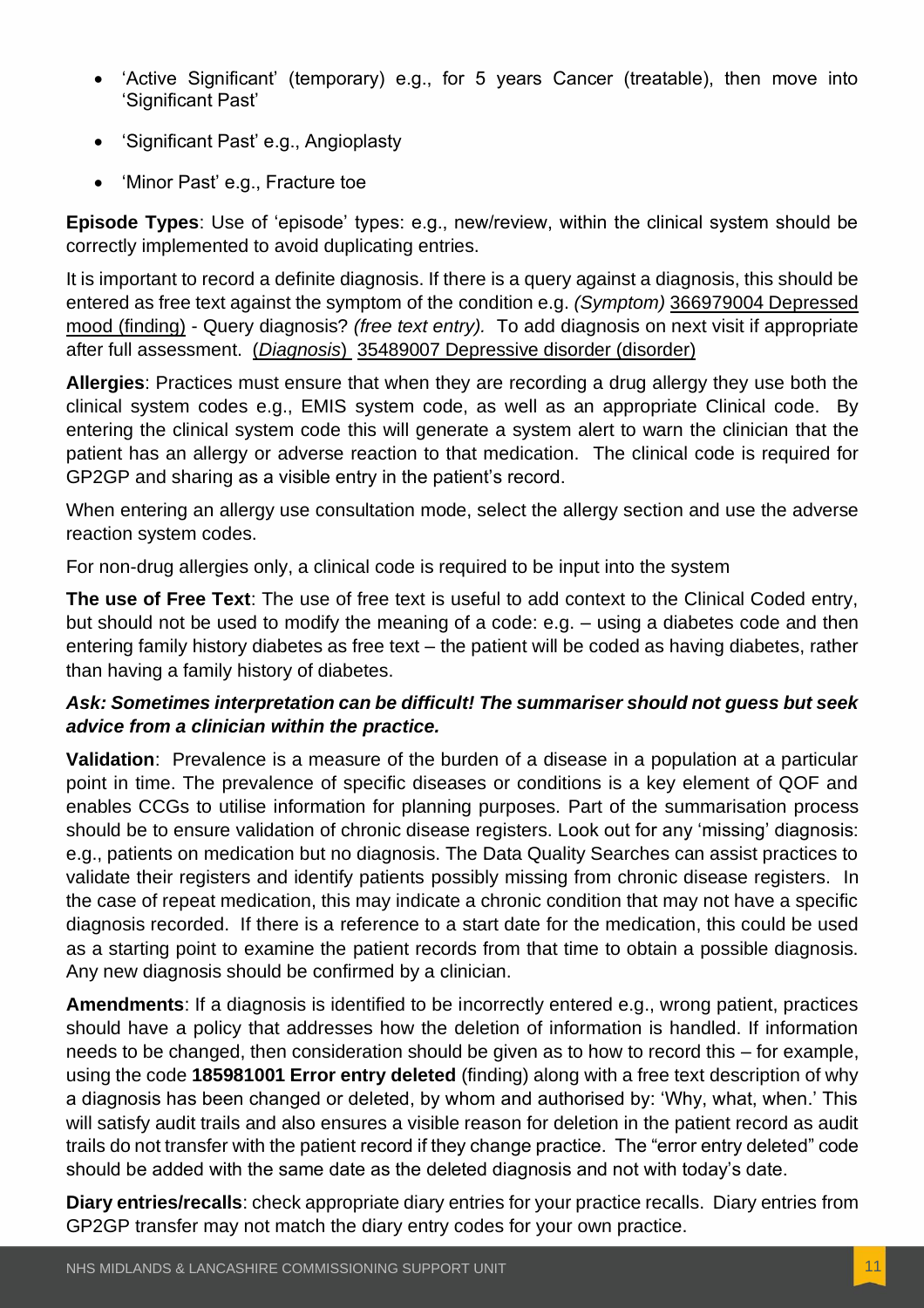- 'Active Significant' (temporary) e.g., for 5 years Cancer (treatable), then move into 'Significant Past'
- 'Significant Past' e.g., Angioplasty
- 'Minor Past' e.g., Fracture toe

**Episode Types**: Use of 'episode' types: e.g., new/review, within the clinical system should be correctly implemented to avoid duplicating entries.

It is important to record a definite diagnosis. If there is a query against a diagnosis, this should be entered as free text against the symptom of the condition e.g. *(Symptom)* 366979004 Depressed mood (finding) - Query diagnosis? *(free text entry).* To add diagnosis on next visit if appropriate after full assessment. (*Diagnosis*) 35489007 Depressive disorder (disorder)

**Allergies**: Practices must ensure that when they are recording a drug allergy they use both the clinical system codes e.g., EMIS system code, as well as an appropriate Clinical code. By entering the clinical system code this will generate a system alert to warn the clinician that the patient has an allergy or adverse reaction to that medication. The clinical code is required for GP2GP and sharing as a visible entry in the patient's record.

When entering an allergy use consultation mode, select the allergy section and use the adverse reaction system codes.

For non-drug allergies only, a clinical code is required to be input into the system

**The use of Free Text**: The use of free text is useful to add context to the Clinical Coded entry, but should not be used to modify the meaning of a code: e.g. – using a diabetes code and then entering family history diabetes as free text – the patient will be coded as having diabetes, rather than having a family history of diabetes.

***Ask: Sometimes interpretation can be difficult! The summariser should not guess but seek advice from a clinician within the practice.***

**Validation**: Prevalence is a measure of the burden of a disease in a population at a particular point in time. The prevalence of specific diseases or conditions is a key element of QOF and enables CCGs to utilise information for planning purposes. Part of the summarisation process should be to ensure validation of chronic disease registers. Look out for any 'missing' diagnosis: e.g., patients on medication but no diagnosis. The Data Quality Searches can assist practices to validate their registers and identify patients possibly missing from chronic disease registers. In the case of repeat medication, this may indicate a chronic condition that may not have a specific diagnosis recorded. If there is a reference to a start date for the medication, this could be used as a starting point to examine the patient records from that time to obtain a possible diagnosis. Any new diagnosis should be confirmed by a clinician.

**Amendments**: If a diagnosis is identified to be incorrectly entered e.g., wrong patient, practices should have a policy that addresses how the deletion of information is handled. If information needs to be changed, then consideration should be given as to how to record this – for example, using the code **185981001 Error entry deleted** (finding) along with a free text description of why a diagnosis has been changed or deleted, by whom and authorised by: 'Why, what, when.' This will satisfy audit trails and also ensures a visible reason for deletion in the patient record as audit trails do not transfer with the patient record if they change practice. The "error entry deleted" code should be added with the same date as the deleted diagnosis and not with today's date.

**Diary entries/recalls**: check appropriate diary entries for your practice recalls. Diary entries from GP2GP transfer may not match the diary entry codes for your own practice.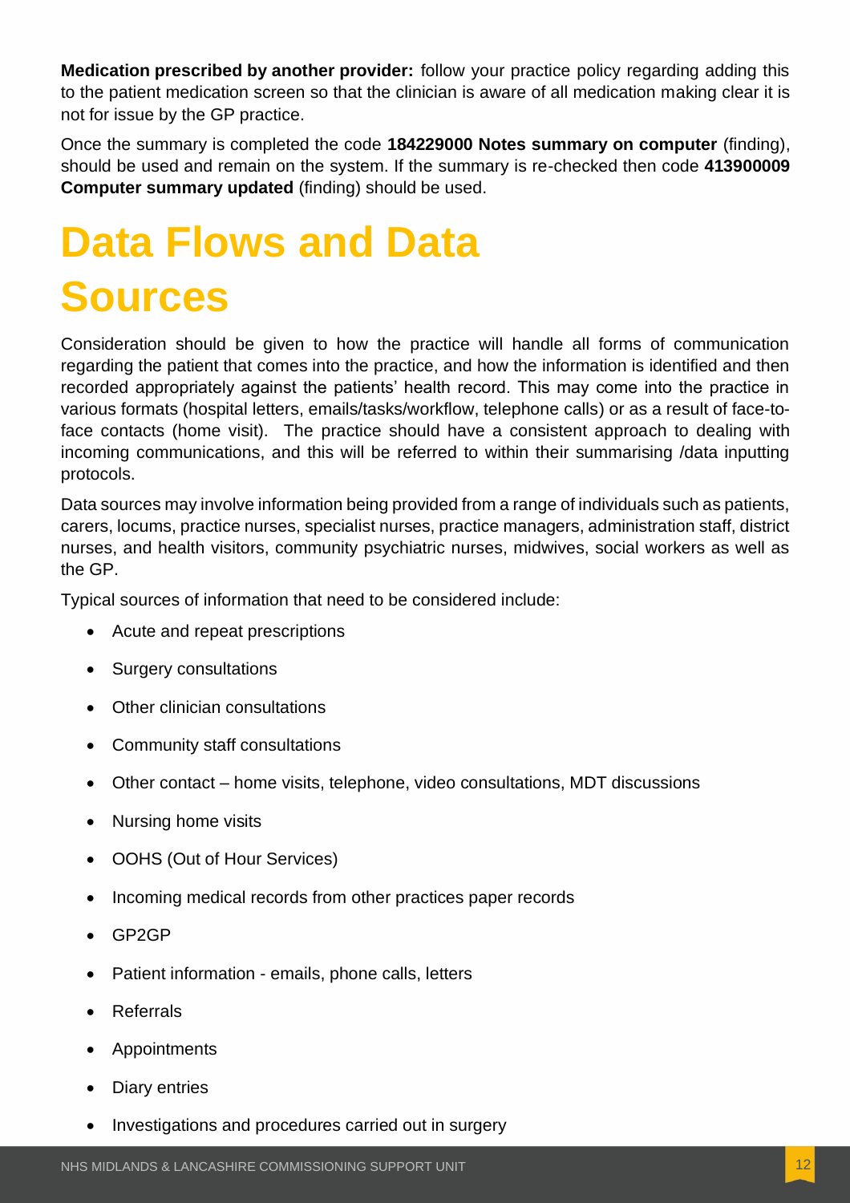**Medication prescribed by another provider:** follow your practice policy regarding adding this to the patient medication screen so that the clinician is aware of all medication making clear it is not for issue by the GP practice.

Once the summary is completed the code **184229000 Notes summary on computer** (finding), should be used and remain on the system. If the summary is re-checked then code **413900009 Computer summary updated** (finding) should be used.

# Data Flows and Data Sources

Consideration should be given to how the practice will handle all forms of communication regarding the patient that comes into the practice, and how the information is identified and then recorded appropriately against the patients' health record. This may come into the practice in various formats (hospital letters, emails/tasks/workflow, telephone calls) or as a result of face-to-face contacts (home visit). The practice should have a consistent approach to dealing with incoming communications, and this will be referred to within their summarising /data inputting protocols.

Data sources may involve information being provided from a range of individuals such as patients, carers, locums, practice nurses, specialist nurses, practice managers, administration staff, district nurses, and health visitors, community psychiatric nurses, midwives, social workers as well as the GP.

Typical sources of information that need to be considered include:

- Acute and repeat prescriptions
- Surgery consultations
- Other clinician consultations
- Community staff consultations
- Other contact – home visits, telephone, video consultations, MDT discussions
- Nursing home visits
- OOHS (Out of Hour Services)
- Incoming medical records from other practices paper records
- GP2GP
- Patient information - emails, phone calls, letters
- Referrals
- Appointments
- Diary entries
- Investigations and procedures carried out in surgery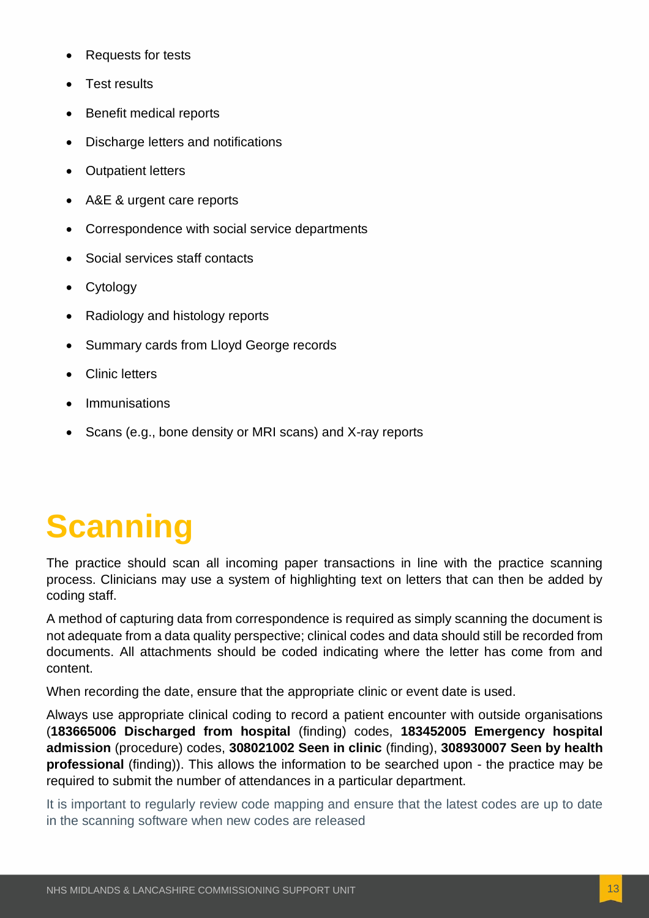- Requests for tests
- Test results
- Benefit medical reports
- Discharge letters and notifications
- Outpatient letters
- A&E & urgent care reports
- Correspondence with social service departments
- Social services staff contacts
- Cytology
- Radiology and histology reports
- Summary cards from Lloyd George records
- Clinic letters
- Immunisations
- Scans (e.g., bone density or MRI scans) and X-ray reports

# Scanning

The practice should scan all incoming paper transactions in line with the practice scanning process. Clinicians may use a system of highlighting text on letters that can then be added by coding staff.

A method of capturing data from correspondence is required as simply scanning the document is not adequate from a data quality perspective; clinical codes and data should still be recorded from documents. All attachments should be coded indicating where the letter has come from and content.

When recording the date, ensure that the appropriate clinic or event date is used.

Always use appropriate clinical coding to record a patient encounter with outside organisations (**183665006 Discharged from hospital** (finding) codes, **183452005 Emergency hospital admission** (procedure) codes, **308021002 Seen in clinic** (finding), **308930007 Seen by health professional** (finding)). This allows the information to be searched upon - the practice may be required to submit the number of attendances in a particular department.

It is important to regularly review code mapping and ensure that the latest codes are up to date in the scanning software when new codes are released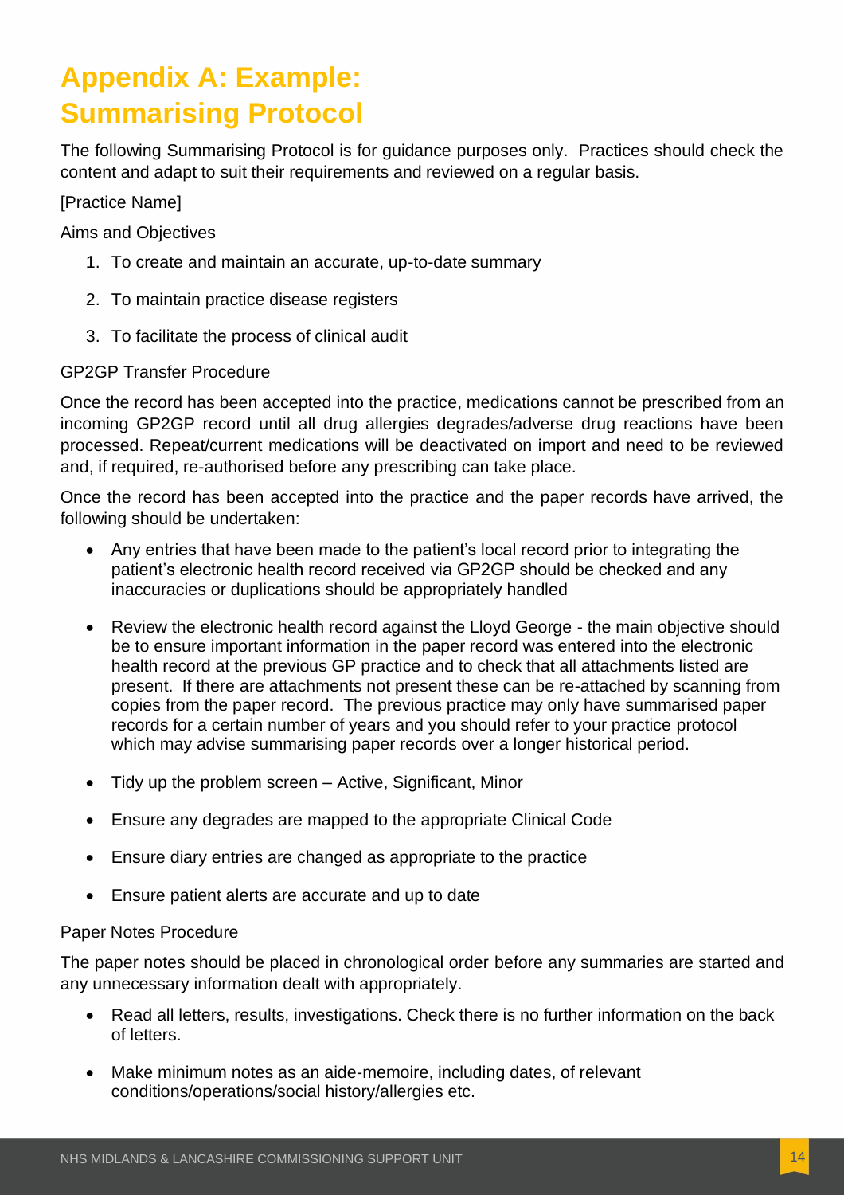# Appendix A: Example: Summarising Protocol

The following Summarising Protocol is for guidance purposes only. Practices should check the content and adapt to suit their requirements and reviewed on a regular basis.

[Practice Name]

Aims and Objectives

1. To create and maintain an accurate, up-to-date summary
2. To maintain practice disease registers
3. To facilitate the process of clinical audit

GP2GP Transfer Procedure

Once the record has been accepted into the practice, medications cannot be prescribed from an incoming GP2GP record until all drug allergies degrades/adverse drug reactions have been processed. Repeat/current medications will be deactivated on import and need to be reviewed and, if required, re-authorised before any prescribing can take place.

Once the record has been accepted into the practice and the paper records have arrived, the following should be undertaken:

- Any entries that have been made to the patient's local record prior to integrating the patient's electronic health record received via GP2GP should be checked and any inaccuracies or duplications should be appropriately handled
- Review the electronic health record against the Lloyd George - the main objective should be to ensure important information in the paper record was entered into the electronic health record at the previous GP practice and to check that all attachments listed are present. If there are attachments not present these can be re-attached by scanning from copies from the paper record. The previous practice may only have summarised paper records for a certain number of years and you should refer to your practice protocol which may advise summarising paper records over a longer historical period.
- Tidy up the problem screen – Active, Significant, Minor
- Ensure any degrades are mapped to the appropriate Clinical Code
- Ensure diary entries are changed as appropriate to the practice
- Ensure patient alerts are accurate and up to date

Paper Notes Procedure

The paper notes should be placed in chronological order before any summaries are started and any unnecessary information dealt with appropriately.

- Read all letters, results, investigations. Check there is no further information on the back of letters.
- Make minimum notes as an aide-memoire, including dates, of relevant conditions/operations/social history/allergies etc.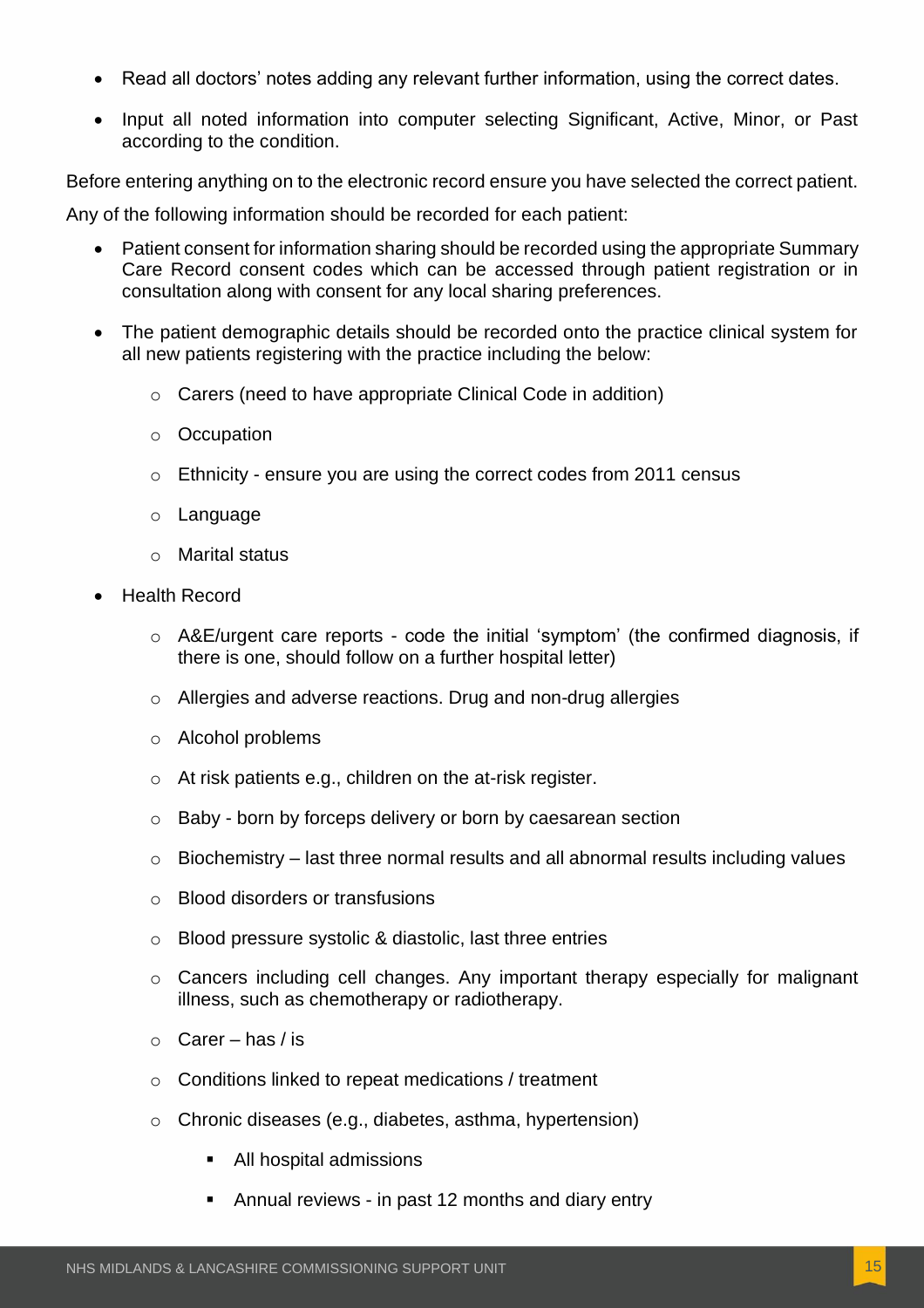- Read all doctors' notes adding any relevant further information, using the correct dates.
- Input all noted information into computer selecting Significant, Active, Minor, or Past according to the condition.

Before entering anything on to the electronic record ensure you have selected the correct patient.

Any of the following information should be recorded for each patient:

- Patient consent for information sharing should be recorded using the appropriate Summary Care Record consent codes which can be accessed through patient registration or in consultation along with consent for any local sharing preferences.
- The patient demographic details should be recorded onto the practice clinical system for all new patients registering with the practice including the below:
  - Carers (need to have appropriate Clinical Code in addition)
  - Occupation
  - Ethnicity - ensure you are using the correct codes from 2011 census
  - Language
  - Marital status
- Health Record
  - A&E/urgent care reports - code the initial 'symptom' (the confirmed diagnosis, if there is one, should follow on a further hospital letter)
  - Allergies and adverse reactions. Drug and non-drug allergies
  - Alcohol problems
  - At risk patients e.g., children on the at-risk register.
  - Baby - born by forceps delivery or born by caesarean section
  - Biochemistry – last three normal results and all abnormal results including values
  - Blood disorders or transfusions
  - Blood pressure systolic & diastolic, last three entries
  - Cancers including cell changes. Any important therapy especially for malignant illness, such as chemotherapy or radiotherapy.
  - Carer – has / is
  - Conditions linked to repeat medications / treatment
  - Chronic diseases (e.g., diabetes, asthma, hypertension)
    - All hospital admissions
    - Annual reviews - in past 12 months and diary entry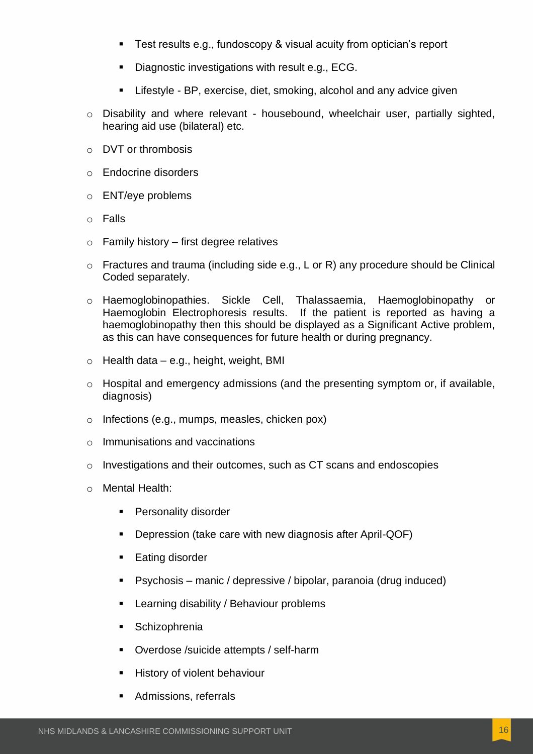- Test results e.g., fundoscopy & visual acuity from optician's report
    - Diagnostic investigations with result e.g., ECG.
    - Lifestyle - BP, exercise, diet, smoking, alcohol and any advice given
- Disability and where relevant - housebound, wheelchair user, partially sighted, hearing aid use (bilateral) etc.
- DVT or thrombosis
- Endocrine disorders
- ENT/eye problems
- Falls
- Family history – first degree relatives
- Fractures and trauma (including side e.g., L or R) any procedure should be Clinical Coded separately.
- Haemoglobinopathies. Sickle Cell, Thalassaemia, Haemoglobinopathy or Haemoglobin Electrophoresis results. If the patient is reported as having a haemoglobinopathy then this should be displayed as a Significant Active problem, as this can have consequences for future health or during pregnancy.
- Health data – e.g., height, weight, BMI
- Hospital and emergency admissions (and the presenting symptom or, if available, diagnosis)
- Infections (e.g., mumps, measles, chicken pox)
- Immunisations and vaccinations
- Investigations and their outcomes, such as CT scans and endoscopies
- Mental Health:
    - Personality disorder
    - Depression (take care with new diagnosis after April-QOF)
    - Eating disorder
    - Psychosis – manic / depressive / bipolar, paranoia (drug induced)
    - Learning disability / Behaviour problems
    - Schizophrenia
    - Overdose /suicide attempts / self-harm
    - History of violent behaviour
    - Admissions, referrals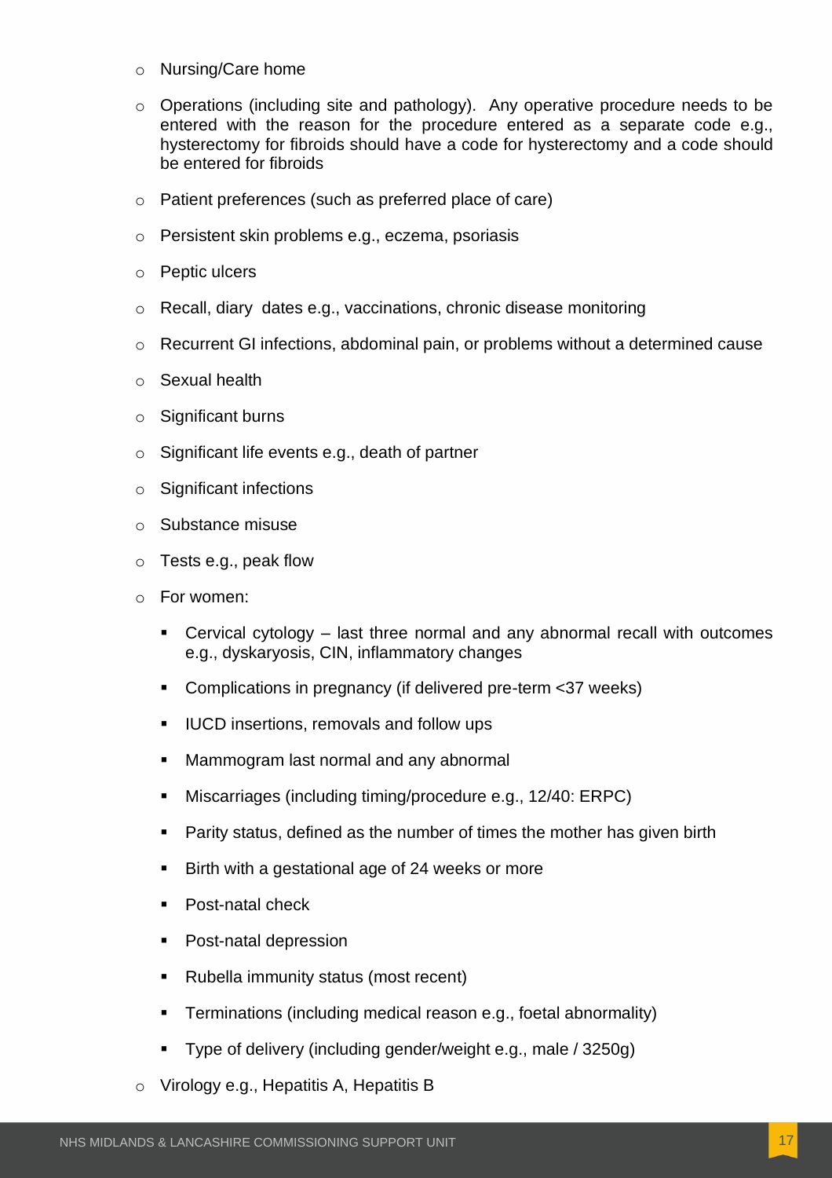- Nursing/Care home
- Operations (including site and pathology). Any operative procedure needs to be entered with the reason for the procedure entered as a separate code e.g., hysterectomy for fibroids should have a code for hysterectomy and a code should be entered for fibroids
- Patient preferences (such as preferred place of care)
- Persistent skin problems e.g., eczema, psoriasis
- Peptic ulcers
- Recall, diary dates e.g., vaccinations, chronic disease monitoring
- Recurrent GI infections, abdominal pain, or problems without a determined cause
- Sexual health
- Significant burns
- Significant life events e.g., death of partner
- Significant infections
- Substance misuse
- Tests e.g., peak flow
- For women:
  - Cervical cytology – last three normal and any abnormal recall with outcomes e.g., dyskaryosis, CIN, inflammatory changes
  - Complications in pregnancy (if delivered pre-term <37 weeks)
  - IUCD insertions, removals and follow ups
  - Mammogram last normal and any abnormal
  - Miscarriages (including timing/procedure e.g., 12/40: ERPC)
  - Parity status, defined as the number of times the mother has given birth
  - Birth with a gestational age of 24 weeks or more
  - Post-natal check
  - Post-natal depression
  - Rubella immunity status (most recent)
  - Terminations (including medical reason e.g., foetal abnormality)
  - Type of delivery (including gender/weight e.g., male / 3250g)
- Virology e.g., Hepatitis A, Hepatitis B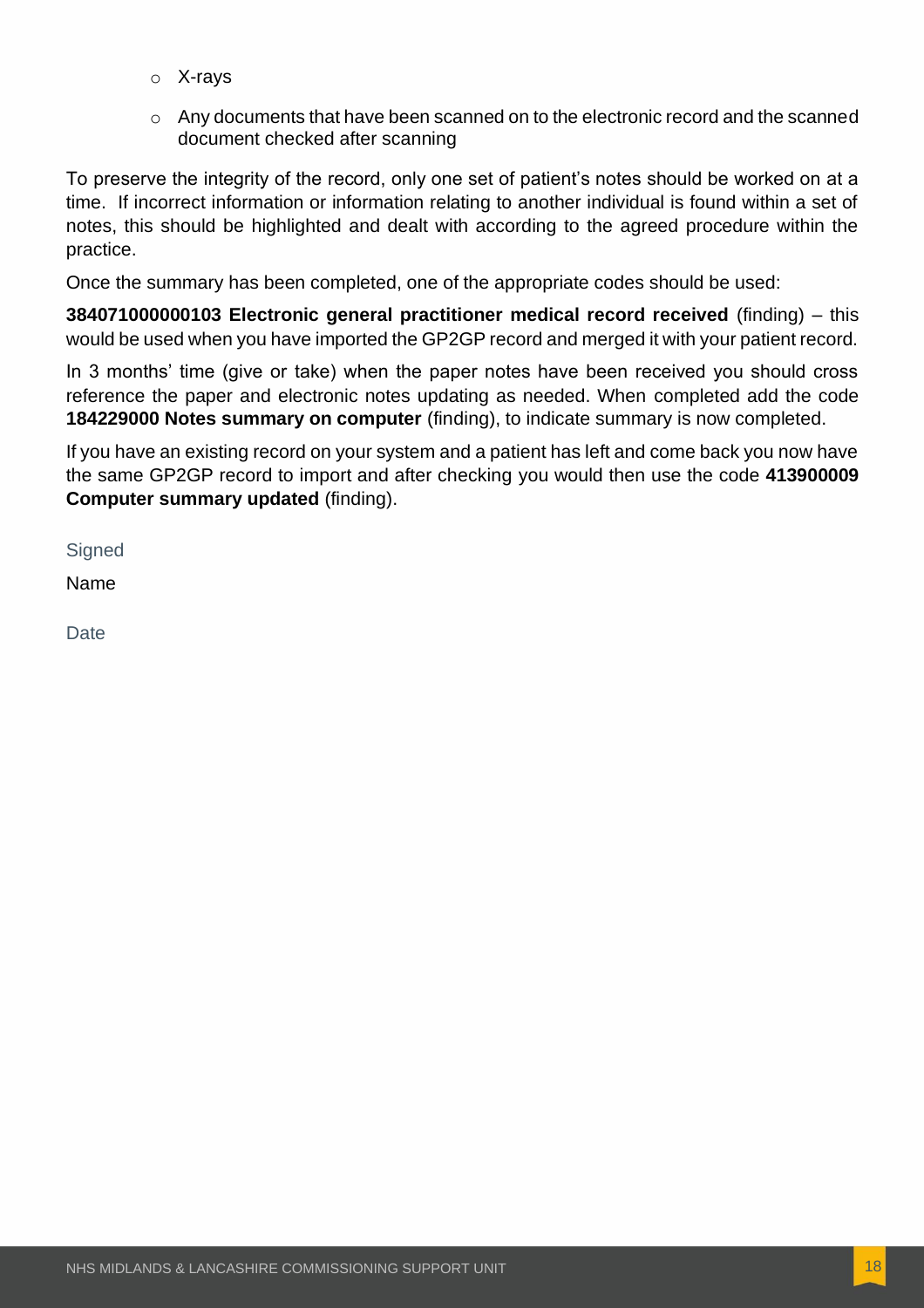- X-rays
  - Any documents that have been scanned on to the electronic record and the scanned document checked after scanning

To preserve the integrity of the record, only one set of patient's notes should be worked on at a time. If incorrect information or information relating to another individual is found within a set of notes, this should be highlighted and dealt with according to the agreed procedure within the practice.

Once the summary has been completed, one of the appropriate codes should be used:

**384071000000103 Electronic general practitioner medical record received** (finding) – this would be used when you have imported the GP2GP record and merged it with your patient record.

In 3 months' time (give or take) when the paper notes have been received you should cross reference the paper and electronic notes updating as needed. When completed add the code **184229000 Notes summary on computer** (finding), to indicate summary is now completed.

If you have an existing record on your system and a patient has left and come back you now have the same GP2GP record to import and after checking you would then use the code **413900009 Computer summary updated** (finding).

Signed

Name

Date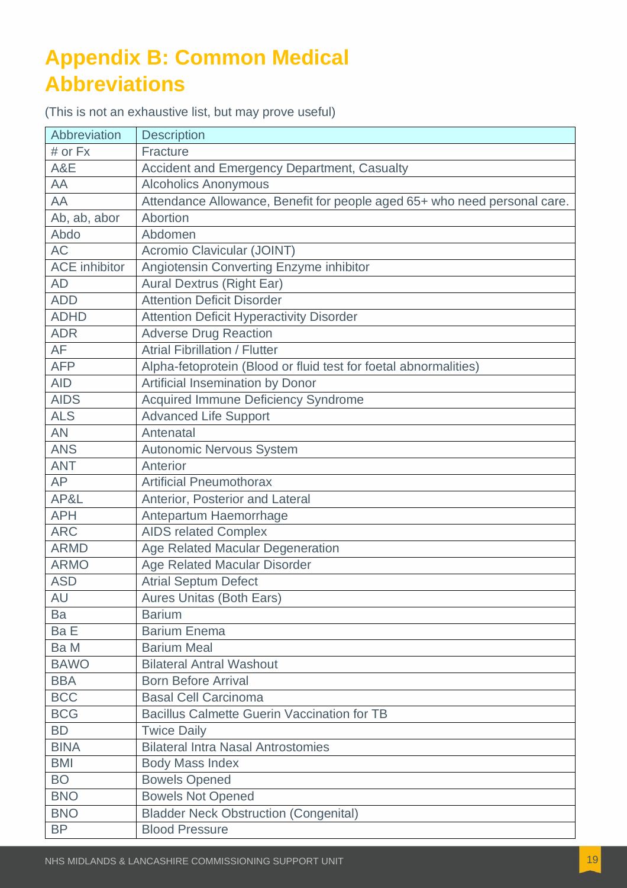# Appendix B: Common Medical Abbreviations

(This is not an exhaustive list, but may prove useful)

| Abbreviation | Description |
|---|---|
| # or Fx | Fracture |
| A&E | Accident and Emergency Department, Casualty |
| AA | Alcoholics Anonymous |
| AA | Attendance Allowance, Benefit for people aged 65+ who need personal care. |
| Ab, ab, abor | Abortion |
| Abdo | Abdomen |
| AC | Acromio Clavicular (JOINT) |
| ACE inhibitor | Angiotensin Converting Enzyme inhibitor |
| AD | Aural Dextrus (Right Ear) |
| ADD | Attention Deficit Disorder |
| ADHD | Attention Deficit Hyperactivity Disorder |
| ADR | Adverse Drug Reaction |
| AF | Atrial Fibrillation / Flutter |
| AFP | Alpha-fetoprotein (Blood or fluid test for foetal abnormalities) |
| AID | Artificial Insemination by Donor |
| AIDS | Acquired Immune Deficiency Syndrome |
| ALS | Advanced Life Support |
| AN | Antenatal |
| ANS | Autonomic Nervous System |
| ANT | Anterior |
| AP | Artificial Pneumothorax |
| AP&L | Anterior, Posterior and Lateral |
| APH | Antepartum Haemorrhage |
| ARC | AIDS related Complex |
| ARMD | Age Related Macular Degeneration |
| ARMO | Age Related Macular Disorder |
| ASD | Atrial Septum Defect |
| AU | Aures Unitas (Both Ears) |
| Ba | Barium |
| Ba E | Barium Enema |
| Ba M | Barium Meal |
| BAWO | Bilateral Antral Washout |
| BBA | Born Before Arrival |
| BCC | Basal Cell Carcinoma |
| BCG | Bacillus Calmette Guerin Vaccination for TB |
| BD | Twice Daily |
| BINA | Bilateral Intra Nasal Antrostomies |
| BMI | Body Mass Index |
| BO | Bowels Opened |
| BNO | Bowels Not Opened |
| BNO | Bladder Neck Obstruction (Congenital) |
| BP | Blood Pressure |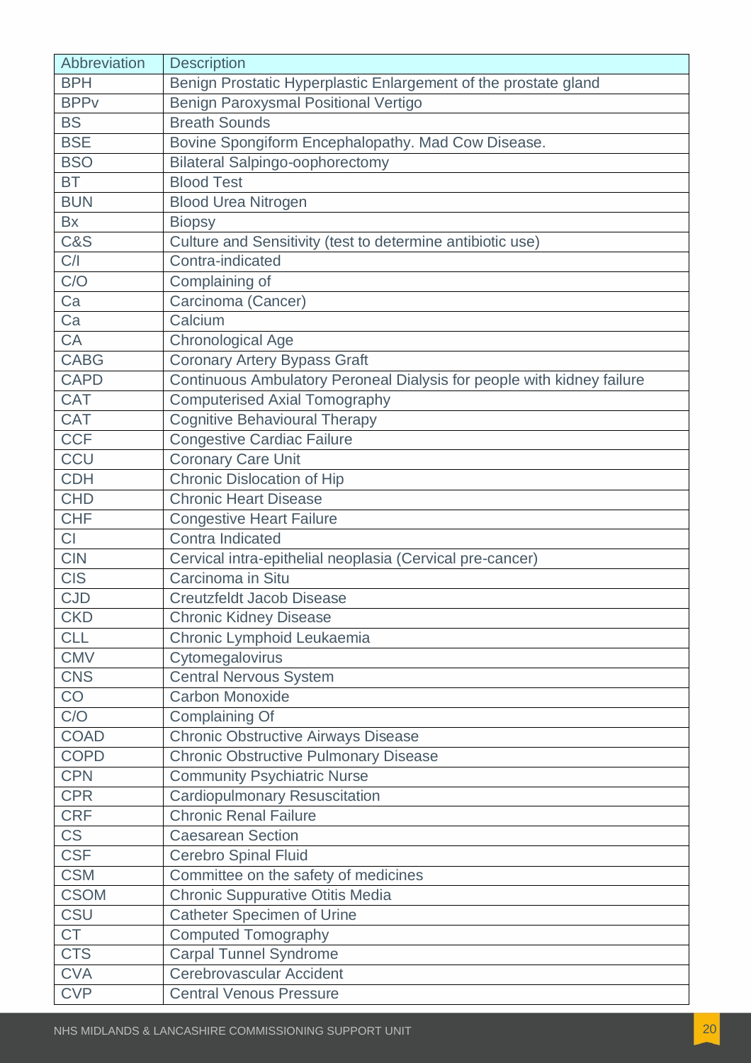| Abbreviation | Description |
|---|---|
| BPH | Benign Prostatic Hyperplastic Enlargement of the prostate gland |
| BPPv | Benign Paroxysmal Positional Vertigo |
| BS | Breath Sounds |
| BSE | Bovine Spongiform Encephalopathy. Mad Cow Disease. |
| BSO | Bilateral Salpingo-oophorectomy |
| BT | Blood Test |
| BUN | Blood Urea Nitrogen |
| Bx | Biopsy |
| C&S | Culture and Sensitivity (test to determine antibiotic use) |
| C/I | Contra-indicated |
| C/O | Complaining of |
| Ca | Carcinoma (Cancer) |
| Ca | Calcium |
| CA | Chronological Age |
| CABG | Coronary Artery Bypass Graft |
| CAPD | Continuous Ambulatory Peroneal Dialysis for people with kidney failure |
| CAT | Computerised Axial Tomography |
| CAT | Cognitive Behavioural Therapy |
| CCF | Congestive Cardiac Failure |
| CCU | Coronary Care Unit |
| CDH | Chronic Dislocation of Hip |
| CHD | Chronic Heart Disease |
| CHF | Congestive Heart Failure |
| CI | Contra Indicated |
| CIN | Cervical intra-epithelial neoplasia (Cervical pre-cancer) |
| CIS | Carcinoma in Situ |
| CJD | Creutzfeldt Jacob Disease |
| CKD | Chronic Kidney Disease |
| CLL | Chronic Lymphoid Leukaemia |
| CMV | Cytomegalovirus |
| CNS | Central Nervous System |
| CO | Carbon Monoxide |
| C/O | Complaining Of |
| COAD | Chronic Obstructive Airways Disease |
| COPD | Chronic Obstructive Pulmonary Disease |
| CPN | Community Psychiatric Nurse |
| CPR | Cardiopulmonary Resuscitation |
| CRF | Chronic Renal Failure |
| CS | Caesarean Section |
| CSF | Cerebro Spinal Fluid |
| CSM | Committee on the safety of medicines |
| CSOM | Chronic Suppurative Otitis Media |
| CSU | Catheter Specimen of Urine |
| CT | Computed Tomography |
| CTS | Carpal Tunnel Syndrome |
| CVA | Cerebrovascular Accident |
| CVP | Central Venous Pressure |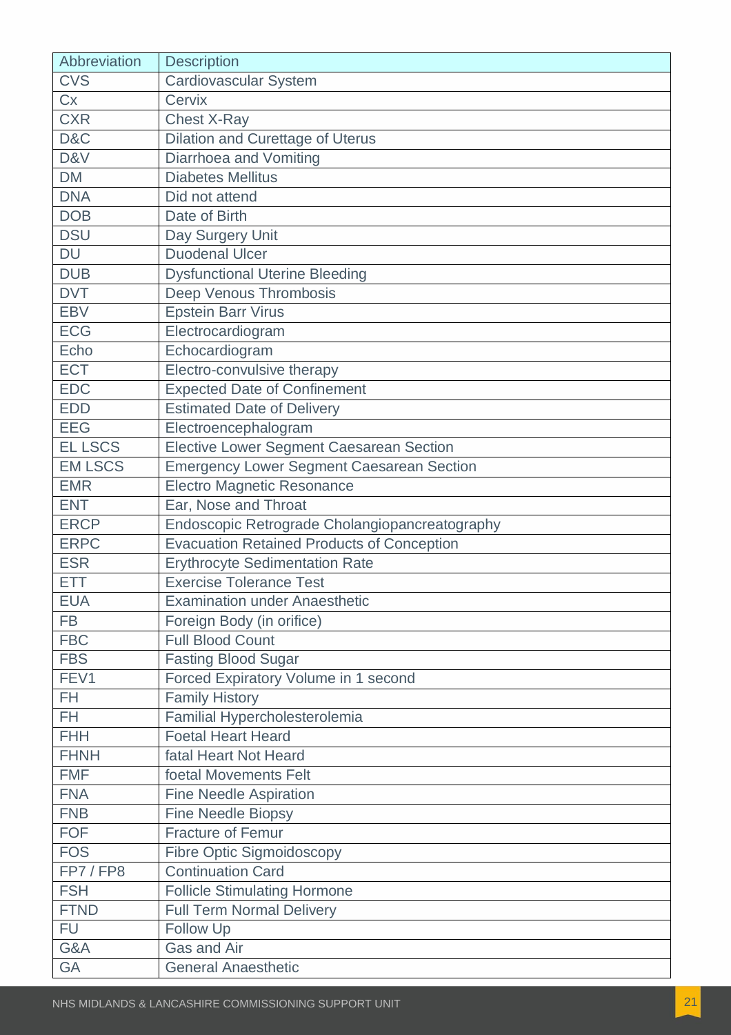| Abbreviation | Description |
|---|---|
| CVS | Cardiovascular System |
| Cx | Cervix |
| CXR | Chest X-Ray |
| D&C | Dilation and Curettage of Uterus |
| D&V | Diarrhoea and Vomiting |
| DM | Diabetes Mellitus |
| DNA | Did not attend |
| DOB | Date of Birth |
| DSU | Day Surgery Unit |
| DU | Duodenal Ulcer |
| DUB | Dysfunctional Uterine Bleeding |
| DVT | Deep Venous Thrombosis |
| EBV | Epstein Barr Virus |
| ECG | Electrocardiogram |
| Echo | Echocardiogram |
| ECT | Electro-convulsive therapy |
| EDC | Expected Date of Confinement |
| EDD | Estimated Date of Delivery |
| EEG | Electroencephalogram |
| EL LSCS | Elective Lower Segment Caesarean Section |
| EM LSCS | Emergency Lower Segment Caesarean Section |
| EMR | Electro Magnetic Resonance |
| ENT | Ear, Nose and Throat |
| ERCP | Endoscopic Retrograde Cholangiopancreatography |
| ERPC | Evacuation Retained Products of Conception |
| ESR | Erythrocyte Sedimentation Rate |
| ETT | Exercise Tolerance Test |
| EUA | Examination under Anaesthetic |
| FB | Foreign Body (in orifice) |
| FBC | Full Blood Count |
| FBS | Fasting Blood Sugar |
| FEV1 | Forced Expiratory Volume in 1 second |
| FH | Family History |
| FH | Familial Hypercholesterolemia |
| FHH | Foetal Heart Heard |
| FHNH | fatal Heart Not Heard |
| FMF | foetal Movements Felt |
| FNA | Fine Needle Aspiration |
| FNB | Fine Needle Biopsy |
| FOF | Fracture of Femur |
| FOS | Fibre Optic Sigmoidoscopy |
| FP7 / FP8 | Continuation Card |
| FSH | Follicle Stimulating Hormone |
| FTND | Full Term Normal Delivery |
| FU | Follow Up |
| G&A | Gas and Air |
| GA | General Anaesthetic |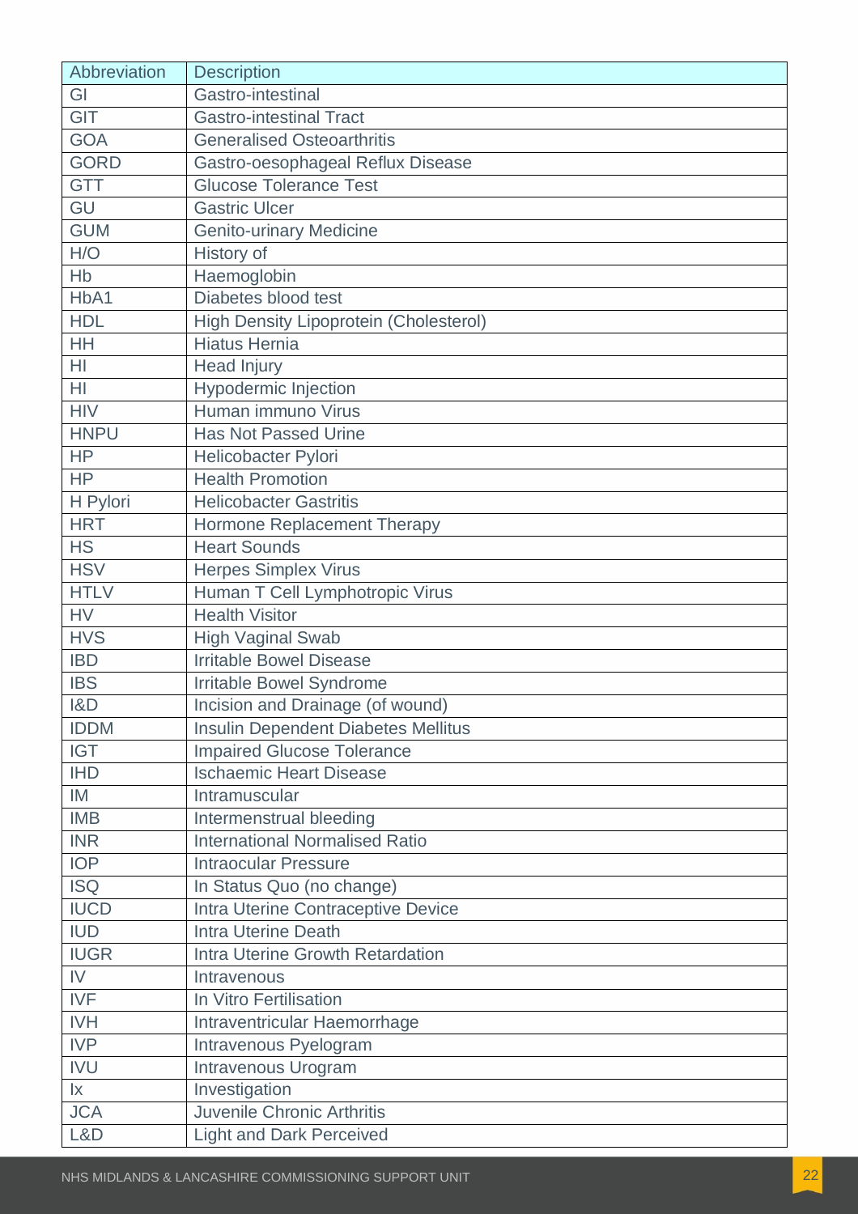| Abbreviation | Description |
| --- | --- |
| GI | Gastro-intestinal |
| GIT | Gastro-intestinal Tract |
| GOA | Generalised Osteoarthritis |
| GORD | Gastro-oesophageal Reflux Disease |
| GTT | Glucose Tolerance Test |
| GU | Gastric Ulcer |
| GUM | Genito-urinary Medicine |
| H/O | History of |
| Hb | Haemoglobin |
| HbA1 | Diabetes blood test |
| HDL | High Density Lipoprotein (Cholesterol) |
| HH | Hiatus Hernia |
| HI | Head Injury |
| HI | Hypodermic Injection |
| HIV | Human immuno Virus |
| HNPU | Has Not Passed Urine |
| HP | Helicobacter Pylori |
| HP | Health Promotion |
| H Pylori | Helicobacter Gastritis |
| HRT | Hormone Replacement Therapy |
| HS | Heart Sounds |
| HSV | Herpes Simplex Virus |
| HTLV | Human T Cell Lymphotropic Virus |
| HV | Health Visitor |
| HVS | High Vaginal Swab |
| IBD | Irritable Bowel Disease |
| IBS | Irritable Bowel Syndrome |
| I&D | Incision and Drainage (of wound) |
| IDDM | Insulin Dependent Diabetes Mellitus |
| IGT | Impaired Glucose Tolerance |
| IHD | Ischaemic Heart Disease |
| IM | Intramuscular |
| IMB | Intermenstrual bleeding |
| INR | International Normalised Ratio |
| IOP | Intraocular Pressure |
| ISQ | In Status Quo (no change) |
| IUCD | Intra Uterine Contraceptive Device |
| IUD | Intra Uterine Death |
| IUGR | Intra Uterine Growth Retardation |
| IV | Intravenous |
| IVF | In Vitro Fertilisation |
| IVH | Intraventricular Haemorrhage |
| IVP | Intravenous Pyelogram |
| IVU | Intravenous Urogram |
| Ix | Investigation |
| JCA | Juvenile Chronic Arthritis |
| L&D | Light and Dark Perceived |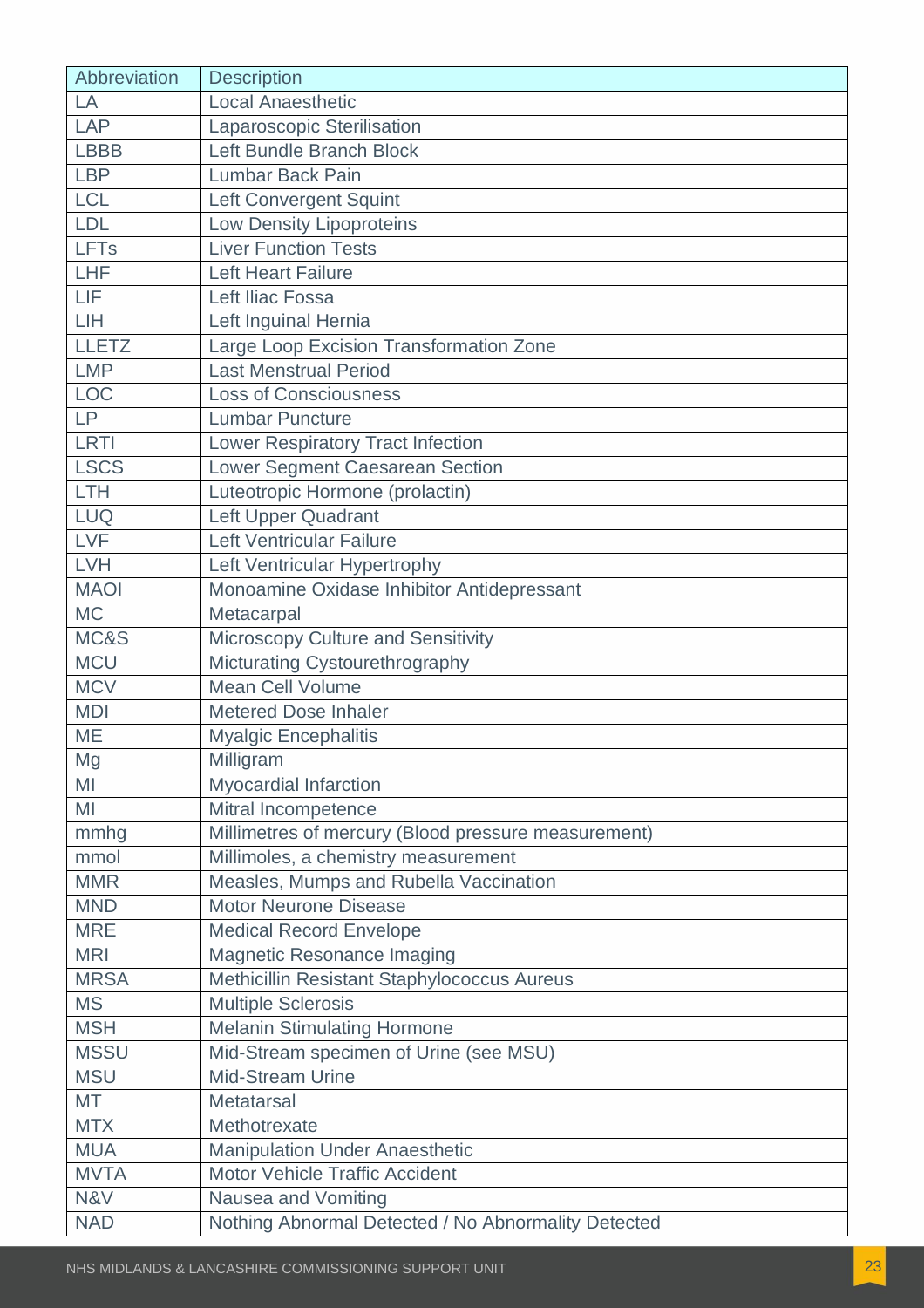| Abbreviation | Description |
|---|---|
| LA | Local Anaesthetic |
| LAP | Laparoscopic Sterilisation |
| LBBB | Left Bundle Branch Block |
| LBP | Lumbar Back Pain |
| LCL | Left Convergent Squint |
| LDL | Low Density Lipoproteins |
| LFTs | Liver Function Tests |
| LHF | Left Heart Failure |
| LIF | Left Iliac Fossa |
| LIH | Left Inguinal Hernia |
| LLETZ | Large Loop Excision Transformation Zone |
| LMP | Last Menstrual Period |
| LOC | Loss of Consciousness |
| LP | Lumbar Puncture |
| LRTI | Lower Respiratory Tract Infection |
| LSCS | Lower Segment Caesarean Section |
| LTH | Luteotropic Hormone (prolactin) |
| LUQ | Left Upper Quadrant |
| LVF | Left Ventricular Failure |
| LVH | Left Ventricular Hypertrophy |
| MAOI | Monoamine Oxidase Inhibitor Antidepressant |
| MC | Metacarpal |
| MC&S | Microscopy Culture and Sensitivity |
| MCU | Micturating Cystourethrography |
| MCV | Mean Cell Volume |
| MDI | Metered Dose Inhaler |
| ME | Myalgic Encephalitis |
| Mg | Milligram |
| MI | Myocardial Infarction |
| MI | Mitral Incompetence |
| mmhg | Millimetres of mercury (Blood pressure measurement) |
| mmol | Millimoles, a chemistry measurement |
| MMR | Measles, Mumps and Rubella Vaccination |
| MND | Motor Neurone Disease |
| MRE | Medical Record Envelope |
| MRI | Magnetic Resonance Imaging |
| MRSA | Methicillin Resistant Staphylococcus Aureus |
| MS | Multiple Sclerosis |
| MSH | Melanin Stimulating Hormone |
| MSSU | Mid-Stream specimen of Urine (see MSU) |
| MSU | Mid-Stream Urine |
| MT | Metatarsal |
| MTX | Methotrexate |
| MUA | Manipulation Under Anaesthetic |
| MVTA | Motor Vehicle Traffic Accident |
| N&V | Nausea and Vomiting |
| NAD | Nothing Abnormal Detected / No Abnormality Detected |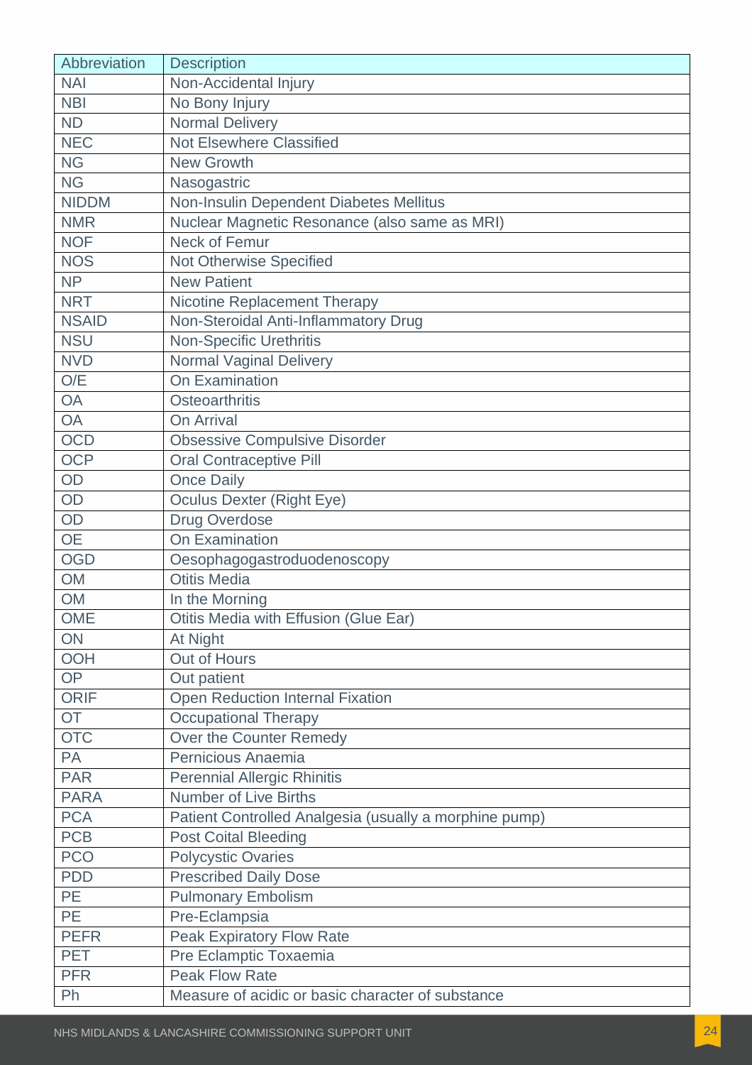| Abbreviation | Description |
|---|---|
| NAI | Non-Accidental Injury |
| NBI | No Bony Injury |
| ND | Normal Delivery |
| NEC | Not Elsewhere Classified |
| NG | New Growth |
| NG | Nasogastric |
| NIDDM | Non-Insulin Dependent Diabetes Mellitus |
| NMR | Nuclear Magnetic Resonance (also same as MRI) |
| NOF | Neck of Femur |
| NOS | Not Otherwise Specified |
| NP | New Patient |
| NRT | Nicotine Replacement Therapy |
| NSAID | Non-Steroidal Anti-Inflammatory Drug |
| NSU | Non-Specific Urethritis |
| NVD | Normal Vaginal Delivery |
| O/E | On Examination |
| OA | Osteoarthritis |
| OA | On Arrival |
| OCD | Obsessive Compulsive Disorder |
| OCP | Oral Contraceptive Pill |
| OD | Once Daily |
| OD | Oculus Dexter (Right Eye) |
| OD | Drug Overdose |
| OE | On Examination |
| OGD | Oesophagogastroduodenoscopy |
| OM | Otitis Media |
| OM | In the Morning |
| OME | Otitis Media with Effusion (Glue Ear) |
| ON | At Night |
| OOH | Out of Hours |
| OP | Out patient |
| ORIF | Open Reduction Internal Fixation |
| OT | Occupational Therapy |
| OTC | Over the Counter Remedy |
| PA | Pernicious Anaemia |
| PAR | Perennial Allergic Rhinitis |
| PARA | Number of Live Births |
| PCA | Patient Controlled Analgesia (usually a morphine pump) |
| PCB | Post Coital Bleeding |
| PCO | Polycystic Ovaries |
| PDD | Prescribed Daily Dose |
| PE | Pulmonary Embolism |
| PE | Pre-Eclampsia |
| PEFR | Peak Expiratory Flow Rate |
| PET | Pre Eclamptic Toxaemia |
| PFR | Peak Flow Rate |
| Ph | Measure of acidic or basic character of substance |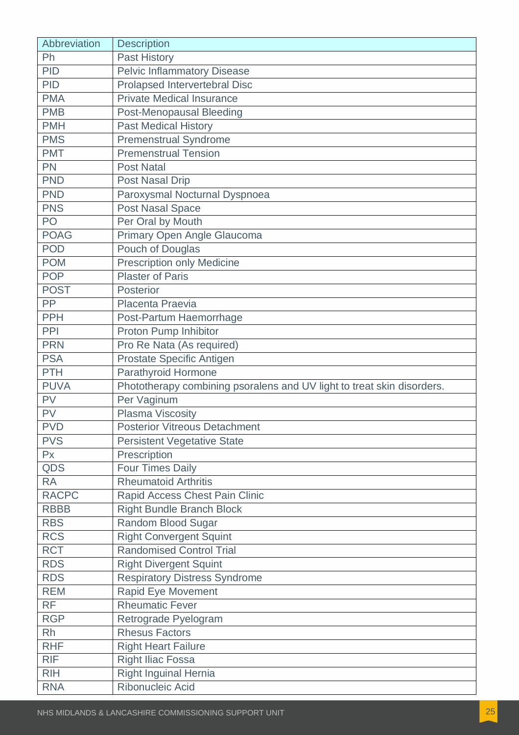| Abbreviation | Description |
| --- | --- |
| Ph | Past History |
| PID | Pelvic Inflammatory Disease |
| PID | Prolapsed Intervertebral Disc |
| PMA | Private Medical Insurance |
| PMB | Post-Menopausal Bleeding |
| PMH | Past Medical History |
| PMS | Premenstrual Syndrome |
| PMT | Premenstrual Tension |
| PN | Post Natal |
| PND | Post Nasal Drip |
| PND | Paroxysmal Nocturnal Dyspnoea |
| PNS | Post Nasal Space |
| PO | Per Oral by Mouth |
| POAG | Primary Open Angle Glaucoma |
| POD | Pouch of Douglas |
| POM | Prescription only Medicine |
| POP | Plaster of Paris |
| POST | Posterior |
| PP | Placenta Praevia |
| PPH | Post-Partum Haemorrhage |
| PPI | Proton Pump Inhibitor |
| PRN | Pro Re Nata (As required) |
| PSA | Prostate Specific Antigen |
| PTH | Parathyroid Hormone |
| PUVA | Phototherapy combining psoralens and UV light to treat skin disorders. |
| PV | Per Vaginum |
| PV | Plasma Viscosity |
| PVD | Posterior Vitreous Detachment |
| PVS | Persistent Vegetative State |
| Px | Prescription |
| QDS | Four Times Daily |
| RA | Rheumatoid Arthritis |
| RACPC | Rapid Access Chest Pain Clinic |
| RBBB | Right Bundle Branch Block |
| RBS | Random Blood Sugar |
| RCS | Right Convergent Squint |
| RCT | Randomised Control Trial |
| RDS | Right Divergent Squint |
| RDS | Respiratory Distress Syndrome |
| REM | Rapid Eye Movement |
| RF | Rheumatic Fever |
| RGP | Retrograde Pyelogram |
| Rh | Rhesus Factors |
| RHF | Right Heart Failure |
| RIF | Right Iliac Fossa |
| RIH | Right Inguinal Hernia |
| RNA | Ribonucleic Acid |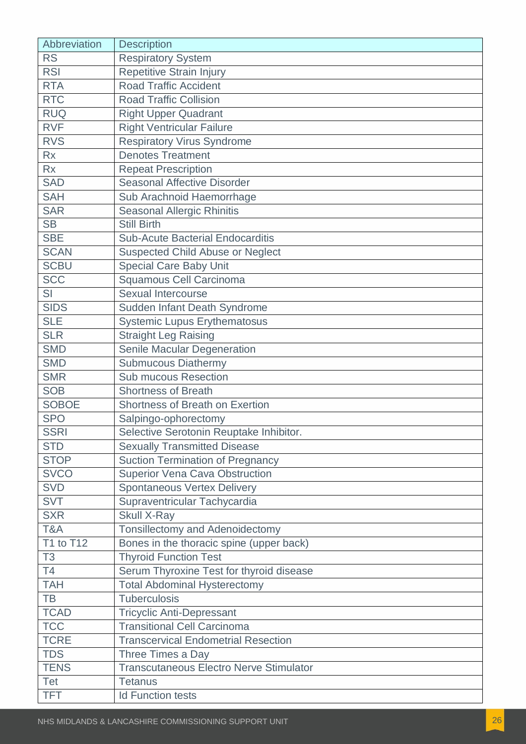| Abbreviation | Description |
|---|---|
| RS | Respiratory System |
| RSI | Repetitive Strain Injury |
| RTA | Road Traffic Accident |
| RTC | Road Traffic Collision |
| RUQ | Right Upper Quadrant |
| RVF | Right Ventricular Failure |
| RVS | Respiratory Virus Syndrome |
| Rx | Denotes Treatment |
| Rx | Repeat Prescription |
| SAD | Seasonal Affective Disorder |
| SAH | Sub Arachnoid Haemorrhage |
| SAR | Seasonal Allergic Rhinitis |
| SB | Still Birth |
| SBE | Sub-Acute Bacterial Endocarditis |
| SCAN | Suspected Child Abuse or Neglect |
| SCBU | Special Care Baby Unit |
| SCC | Squamous Cell Carcinoma |
| SI | Sexual Intercourse |
| SIDS | Sudden Infant Death Syndrome |
| SLE | Systemic Lupus Erythematosus |
| SLR | Straight Leg Raising |
| SMD | Senile Macular Degeneration |
| SMD | Submucous Diathermy |
| SMR | Sub mucous Resection |
| SOB | Shortness of Breath |
| SOBOE | Shortness of Breath on Exertion |
| SPO | Salpingo-ophorectomy |
| SSRI | Selective Serotonin Reuptake Inhibitor. |
| STD | Sexually Transmitted Disease |
| STOP | Suction Termination of Pregnancy |
| SVCO | Superior Vena Cava Obstruction |
| SVD | Spontaneous Vertex Delivery |
| SVT | Supraventricular Tachycardia |
| SXR | Skull X-Ray |
| T&A | Tonsillectomy and Adenoidectomy |
| T1 to T12 | Bones in the thoracic spine (upper back) |
| T3 | Thyroid Function Test |
| T4 | Serum Thyroxine Test for thyroid disease |
| TAH | Total Abdominal Hysterectomy |
| TB | Tuberculosis |
| TCAD | Tricyclic Anti-Depressant |
| TCC | Transitional Cell Carcinoma |
| TCRE | Transcervical Endometrial Resection |
| TDS | Three Times a Day |
| TENS | Transcutaneous Electro Nerve Stimulator |
| Tet | Tetanus |
| TFT | Id Function tests |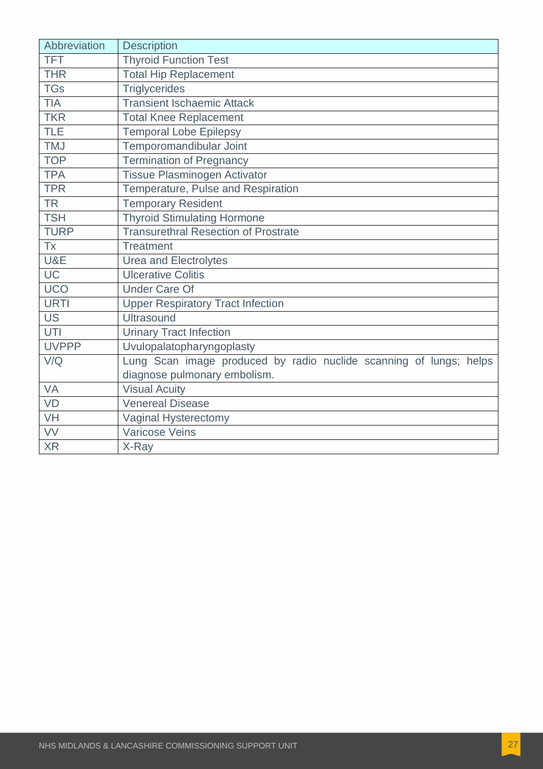| Abbreviation | Description |
| --- | --- |
| TFT | Thyroid Function Test |
| THR | Total Hip Replacement |
| TGs | Triglycerides |
| TIA | Transient Ischaemic Attack |
| TKR | Total Knee Replacement |
| TLE | Temporal Lobe Epilepsy |
| TMJ | Temporomandibular Joint |
| TOP | Termination of Pregnancy |
| TPA | Tissue Plasminogen Activator |
| TPR | Temperature, Pulse and Respiration |
| TR | Temporary Resident |
| TSH | Thyroid Stimulating Hormone |
| TURP | Transurethral Resection of Prostrate |
| Tx | Treatment |
| U&E | Urea and Electrolytes |
| UC | Ulcerative Colitis |
| UCO | Under Care Of |
| URTI | Upper Respiratory Tract Infection |
| US | Ultrasound |
| UTI | Urinary Tract Infection |
| UVPPP | Uvulopalatopharyngoplasty |
| V/Q | Lung Scan image produced by radio nuclide scanning of lungs; helps diagnose pulmonary embolism. |
| VA | Visual Acuity |
| VD | Venereal Disease |
| VH | Vaginal Hysterectomy |
| VV | Varicose Veins |
| XR | X-Ray |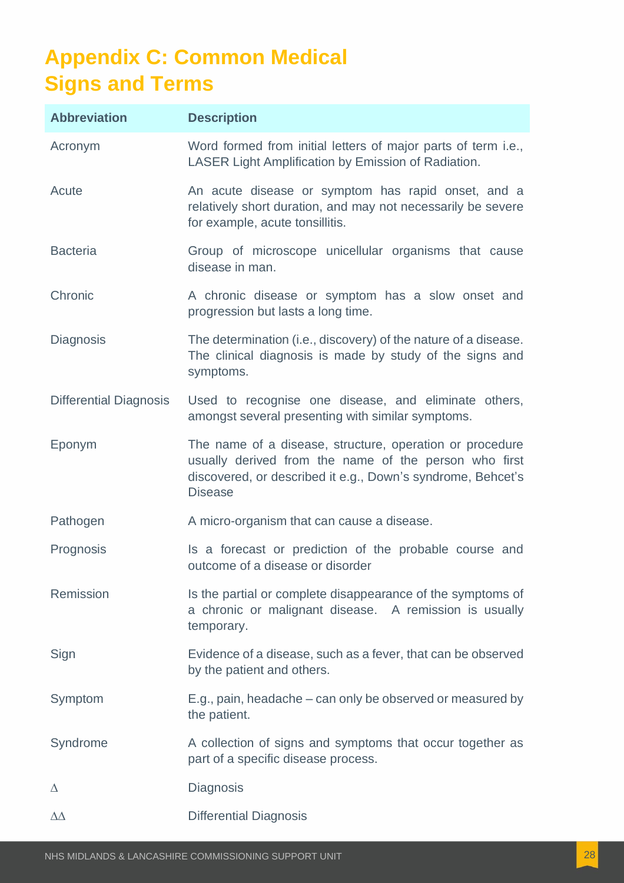# Appendix C: Common Medical Signs and Terms

| Abbreviation | Description |
| --- | --- |
| Acronym | Word formed from initial letters of major parts of term i.e., LASER Light Amplification by Emission of Radiation. |
| Acute | An acute disease or symptom has rapid onset, and a relatively short duration, and may not necessarily be severe for example, acute tonsillitis. |
| Bacteria | Group of microscope unicellular organisms that cause disease in man. |
| Chronic | A chronic disease or symptom has a slow onset and progression but lasts a long time. |
| Diagnosis | The determination (i.e., discovery) of the nature of a disease. The clinical diagnosis is made by study of the signs and symptoms. |
| Differential Diagnosis | Used to recognise one disease, and eliminate others, amongst several presenting with similar symptoms. |
| Eponym | The name of a disease, structure, operation or procedure usually derived from the name of the person who first discovered, or described it e.g., Down's syndrome, Behcet's Disease |
| Pathogen | A micro-organism that can cause a disease. |
| Prognosis | Is a forecast or prediction of the probable course and outcome of a disease or disorder |
| Remission | Is the partial or complete disappearance of the symptoms of a chronic or malignant disease. A remission is usually temporary. |
| Sign | Evidence of a disease, such as a fever, that can be observed by the patient and others. |
| Symptom | E.g., pain, headache – can only be observed or measured by the patient. |
| Syndrome | A collection of signs and symptoms that occur together as part of a specific disease process. |
| Δ | Diagnosis |
| ΔΔ | Differential Diagnosis |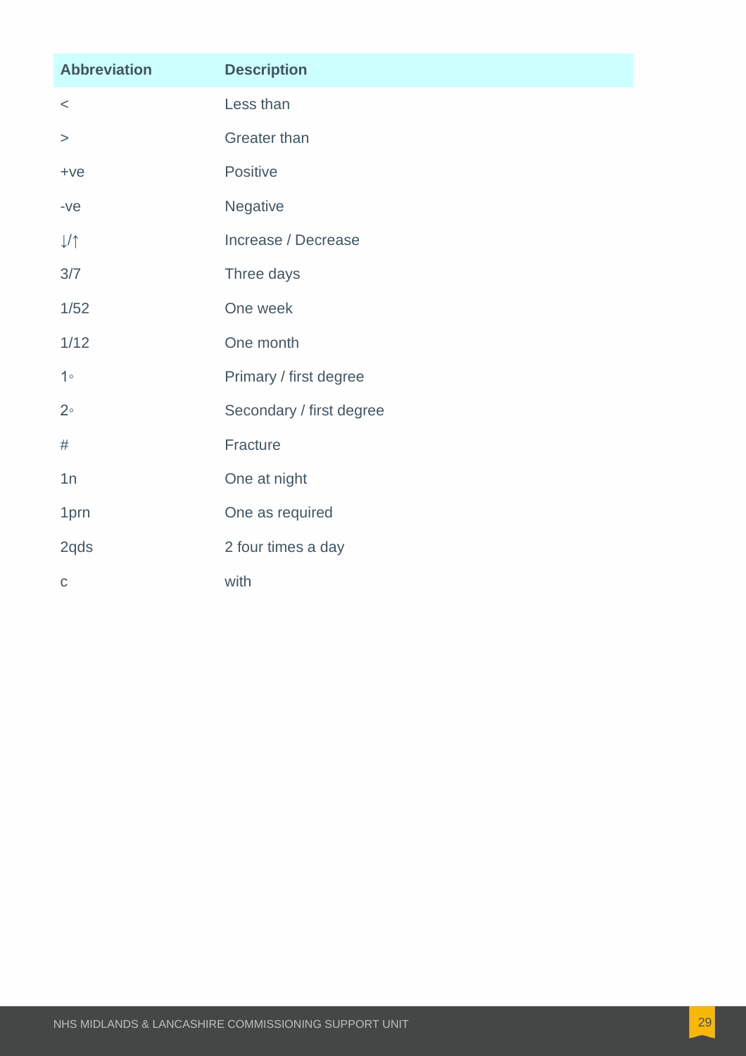| Abbreviation | Description |
| --- | --- |
| < | Less than |
| > | Greater than |
| +ve | Positive |
| -ve | Negative |
| ↓/↑ | Increase / Decrease |
| 3/7 | Three days |
| 1/52 | One week |
| 1/12 | One month |
| 1◦ | Primary / first degree |
| 2◦ | Secondary / first degree |
| # | Fracture |
| 1n | One at night |
| 1prn | One as required |
| 2qds | 2 four times a day |
| c | with |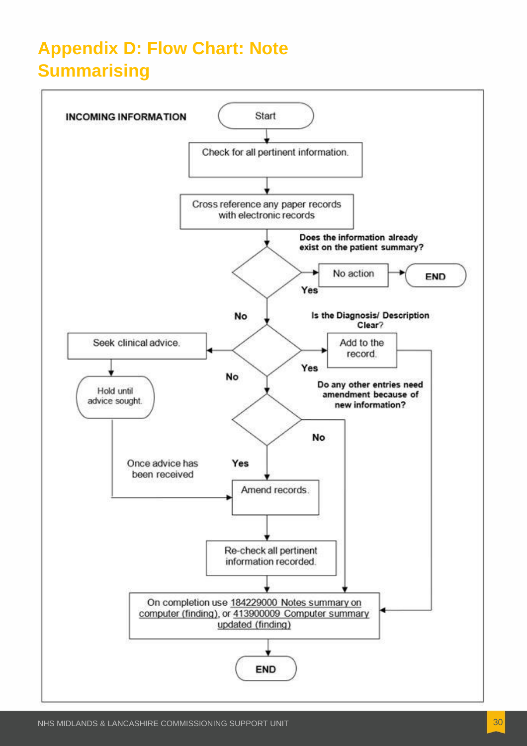# Appendix D: Flow Chart: Note Summarising

**INCOMING INFORMATION**

Start

Check for all pertinent information.

Cross reference any paper records with electronic records

**Does the information already exist on the patient summary?**

- **Yes** → No action → **END**
- **No** → 

**Is the Diagnosis/ Description Clear?**

- **Yes** → Add to the record. → On completion use 184229000 Notes summary on computer (finding), or 413900009 Computer summary updated (finding)
- **No** → Seek clinical advice. → Hold until advice sought. → Once advice has been received → Amend records.

**Do any other entries need amendment because of new information?**

- **Yes** → Amend records. → Re-check all pertinent information recorded. → On completion use 184229000 Notes summary on computer (finding), or 413900009 Computer summary updated (finding)
- **No** → On completion use 184229000 Notes summary on computer (finding), or 413900009 Computer summary updated (finding)

On completion use 184229000 Notes summary on computer (finding), or 413900009 Computer summary updated (finding) → **END**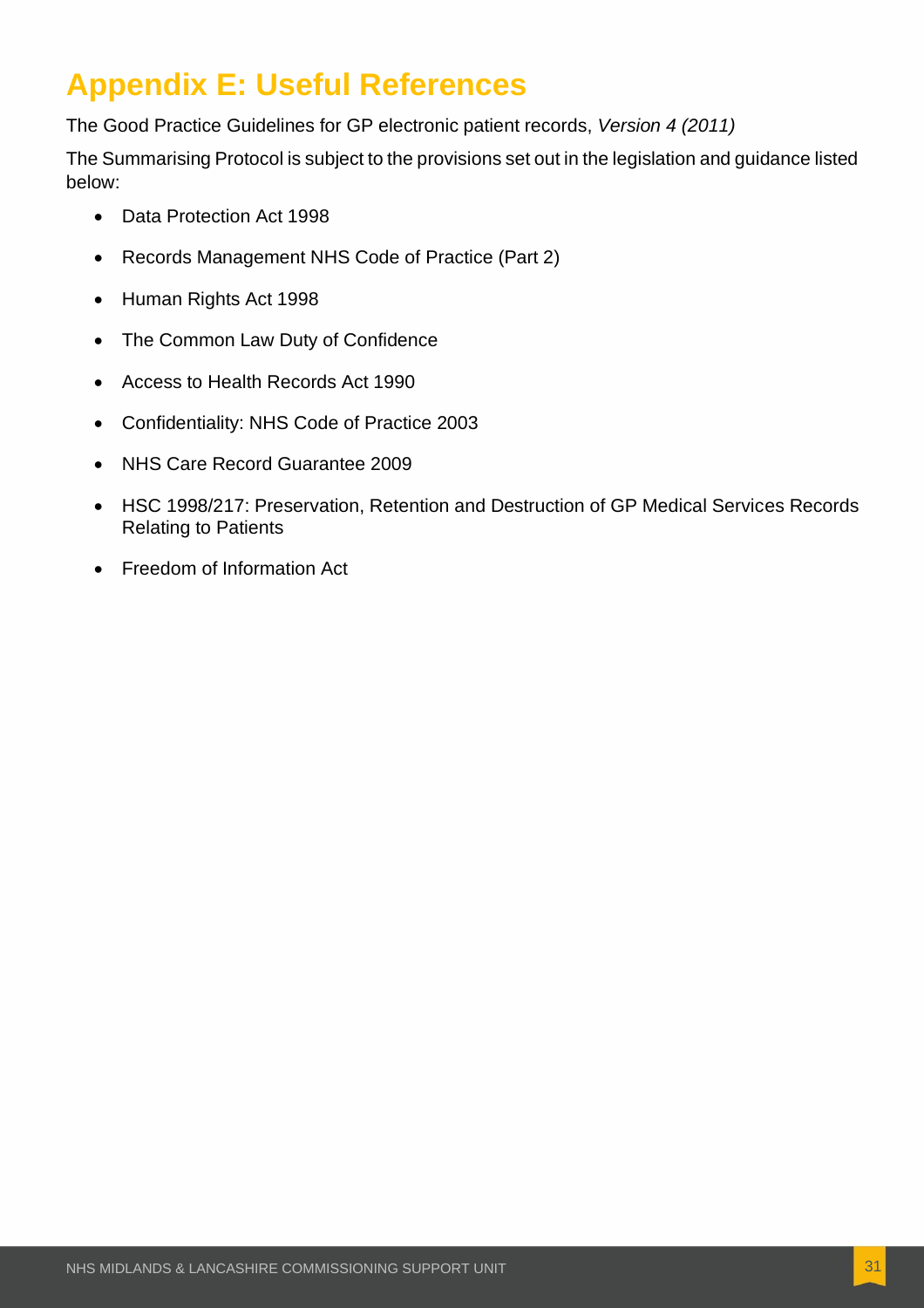# Appendix E: Useful References

The Good Practice Guidelines for GP electronic patient records, *Version 4 (2011)*

The Summarising Protocol is subject to the provisions set out in the legislation and guidance listed below:

- Data Protection Act 1998
- Records Management NHS Code of Practice (Part 2)
- Human Rights Act 1998
- The Common Law Duty of Confidence
- Access to Health Records Act 1990
- Confidentiality: NHS Code of Practice 2003
- NHS Care Record Guarantee 2009
- HSC 1998/217: Preservation, Retention and Destruction of GP Medical Services Records Relating to Patients
- Freedom of Information Act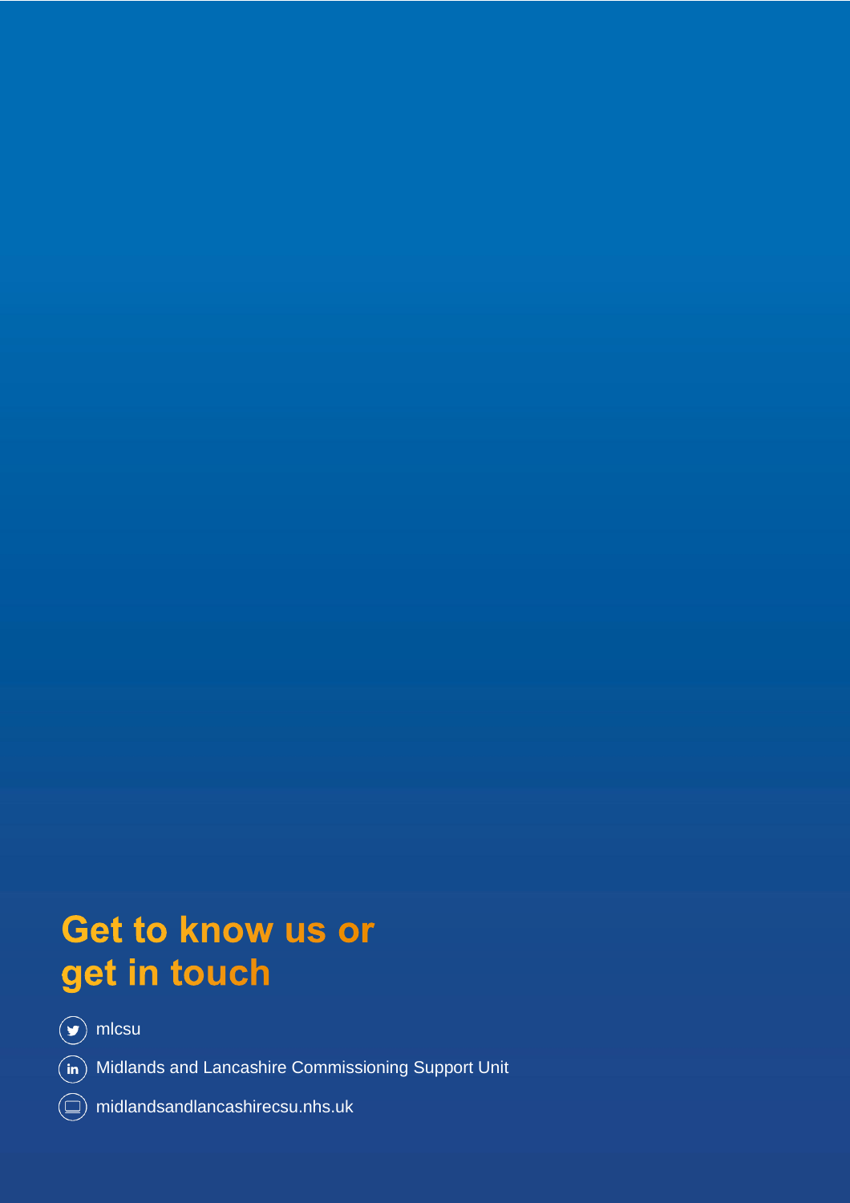# Get to know us or get in touch

mlcsu

Midlands and Lancashire Commissioning Support Unit

midlandsandlancashirecsu.nhs.uk